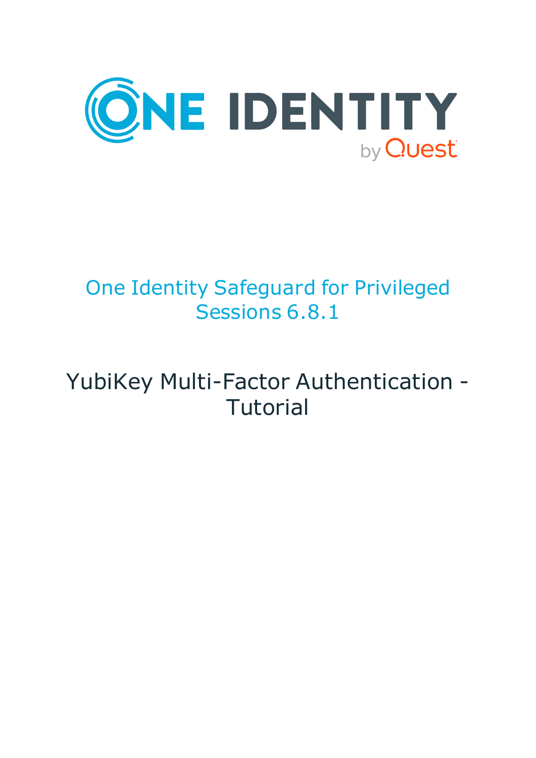# One Identity Safeguard for Privileged Sessions 6.8.1

## YubiKey Multi-Factor Authentication - Tutorial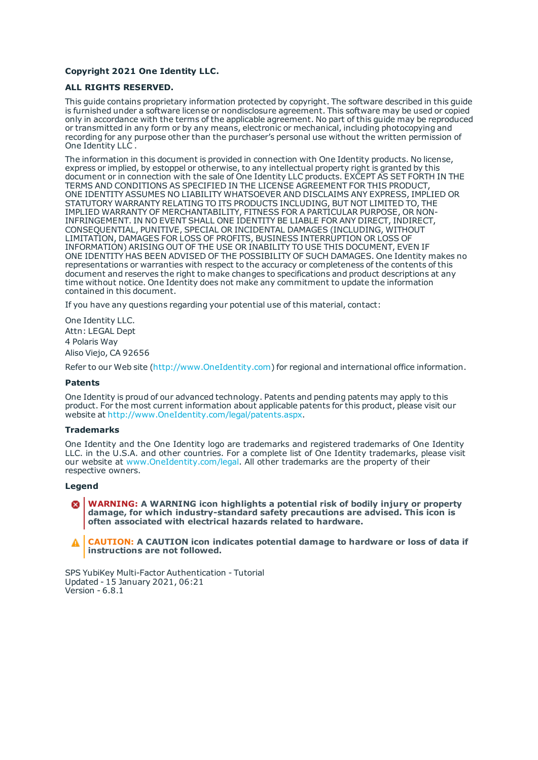**Copyright 2021 One Identity LLC.**

**ALL RIGHTS RESERVED.**

This guide contains proprietary information protected by copyright. The software described in this guide is furnished under a software license or nondisclosure agreement. This software may be used or copied only in accordance with the terms of the applicable agreement. No part of this guide may be reproduced or transmitted in any form or by any means, electronic or mechanical, including photocopying and recording for any purpose other than the purchaser's personal use without the written permission of One Identity LLC .

The information in this document is provided in connection with One Identity products. No license, express or implied, by estoppel or otherwise, to any intellectual property right is granted by this document or in connection with the sale of One Identity LLC products. EXCEPT AS SET FORTH IN THE TERMS AND CONDITIONS AS SPECIFIED IN THE LICENSE AGREEMENT FOR THIS PRODUCT, ONE IDENTITY ASSUMES NO LIABILITY WHATSOEVER AND DISCLAIMS ANY EXPRESS, IMPLIED OR STATUTORY WARRANTY RELATING TO ITS PRODUCTS INCLUDING, BUT NOT LIMITED TO, THE IMPLIED WARRANTY OF MERCHANTABILITY, FITNESS FOR A PARTICULAR PURPOSE, OR NON-INFRINGEMENT. IN NO EVENT SHALL ONE IDENTITY BE LIABLE FOR ANY DIRECT, INDIRECT, CONSEQUENTIAL, PUNITIVE, SPECIAL OR INCIDENTAL DAMAGES (INCLUDING, WITHOUT LIMITATION, DAMAGES FOR LOSS OF PROFITS, BUSINESS INTERRUPTION OR LOSS OF INFORMATION) ARISING OUT OF THE USE OR INABILITY TO USE THIS DOCUMENT, EVEN IF ONE IDENTITY HAS BEEN ADVISED OF THE POSSIBILITY OF SUCH DAMAGES. One Identity makes no representations or warranties with respect to the accuracy or completeness of the contents of this document and reserves the right to make changes to specifications and product descriptions at any time without notice. One Identity does not make any commitment to update the information contained in this document.

If you have any questions regarding your potential use of this material, contact:

One Identity LLC.
Attn: LEGAL Dept
4 Polaris Way
Aliso Viejo, CA 92656

Refer to our Web site (http://www.OneIdentity.com) for regional and international office information.

**Patents**

One Identity is proud of our advanced technology. Patents and pending patents may apply to this product. For the most current information about applicable patents for this product, please visit our website at http://www.OneIdentity.com/legal/patents.aspx.

**Trademarks**

One Identity and the One Identity logo are trademarks and registered trademarks of One Identity LLC. in the U.S.A. and other countries. For a complete list of One Identity trademarks, please visit our website at www.OneIdentity.com/legal. All other trademarks are the property of their respective owners.

**Legend**

**WARNING: A WARNING icon highlights a potential risk of bodily injury or property damage, for which industry-standard safety precautions are advised. This icon is often associated with electrical hazards related to hardware.**

**CAUTION: A CAUTION icon indicates potential damage to hardware or loss of data if instructions are not followed.**

SPS YubiKey Multi-Factor Authentication - Tutorial
Updated - 15 January 2021, 06:21
Version - 6.8.1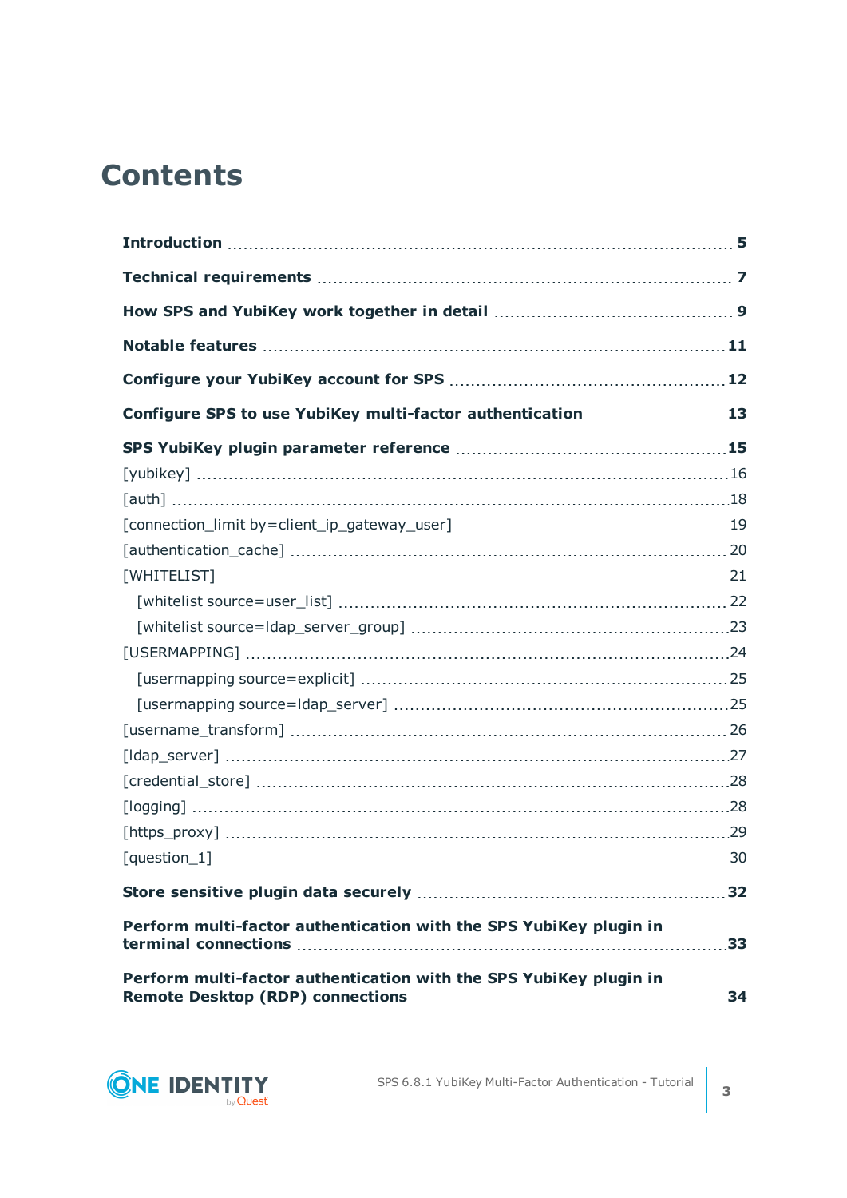# Contents

**Introduction** 5

**Technical requirements** 7

**How SPS and YubiKey work together in detail** 9

**Notable features** 11

**Configure your YubiKey account for SPS** 12

**Configure SPS to use YubiKey multi-factor authentication** 13

**SPS YubiKey plugin parameter reference** 15

- [yubikey] 16
- [auth] 18
- [connection_limit by=client_ip_gateway_user] 19
- [authentication_cache] 20
- [WHITELIST] 21
  - [whitelist source=user_list] 22
  - [whitelist source=ldap_server_group] 23
- [USERMAPPING] 24
  - [usermapping source=explicit] 25
  - [usermapping source=ldap_server] 25
- [username_transform] 26
- [ldap_server] 27
- [credential_store] 28
- [logging] 28
- [https_proxy] 29
- [question_1] 30

**Store sensitive plugin data securely** 32

**Perform multi-factor authentication with the SPS YubiKey plugin in terminal connections** 33

**Perform multi-factor authentication with the SPS YubiKey plugin in Remote Desktop (RDP) connections** 34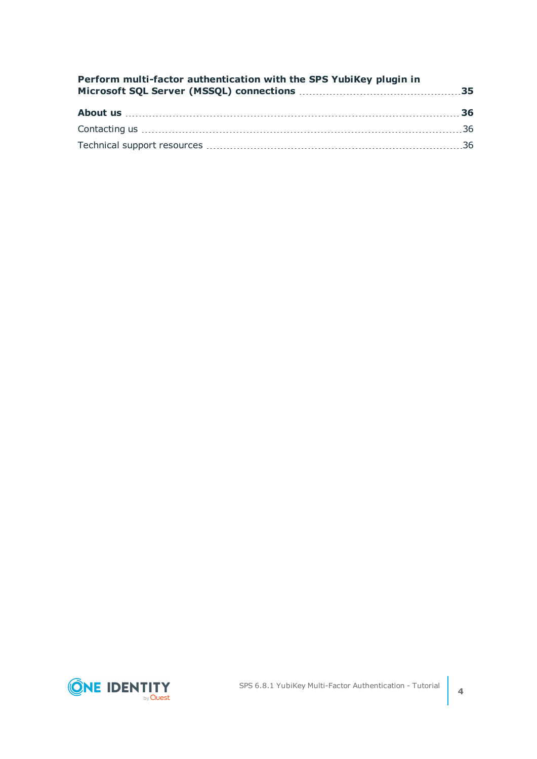**Perform multi-factor authentication with the SPS YubiKey plugin in Microsoft SQL Server (MSSQL) connections** ..... **35**

**About us** ..... **36**

Contacting us ..... 36

Technical support resources ..... 36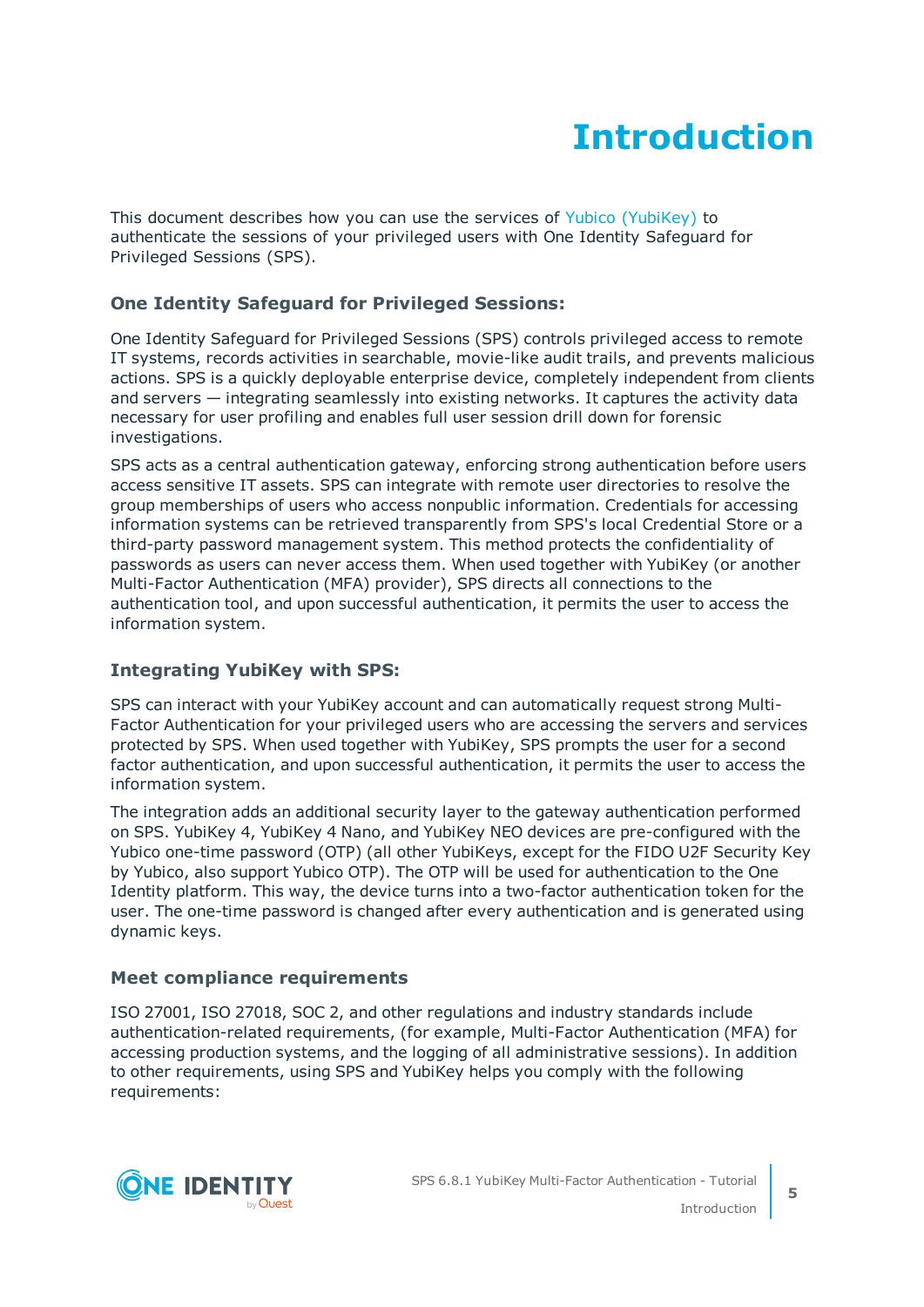# Introduction

This document describes how you can use the services of Yubico (YubiKey) to authenticate the sessions of your privileged users with One Identity Safeguard for Privileged Sessions (SPS).

### One Identity Safeguard for Privileged Sessions:

One Identity Safeguard for Privileged Sessions (SPS) controls privileged access to remote IT systems, records activities in searchable, movie-like audit trails, and prevents malicious actions. SPS is a quickly deployable enterprise device, completely independent from clients and servers — integrating seamlessly into existing networks. It captures the activity data necessary for user profiling and enables full user session drill down for forensic investigations.

SPS acts as a central authentication gateway, enforcing strong authentication before users access sensitive IT assets. SPS can integrate with remote user directories to resolve the group memberships of users who access nonpublic information. Credentials for accessing information systems can be retrieved transparently from SPS's local Credential Store or a third-party password management system. This method protects the confidentiality of passwords as users can never access them. When used together with YubiKey (or another Multi-Factor Authentication (MFA) provider), SPS directs all connections to the authentication tool, and upon successful authentication, it permits the user to access the information system.

### Integrating YubiKey with SPS:

SPS can interact with your YubiKey account and can automatically request strong Multi-Factor Authentication for your privileged users who are accessing the servers and services protected by SPS. When used together with YubiKey, SPS prompts the user for a second factor authentication, and upon successful authentication, it permits the user to access the information system.

The integration adds an additional security layer to the gateway authentication performed on SPS. YubiKey 4, YubiKey 4 Nano, and YubiKey NEO devices are pre-configured with the Yubico one-time password (OTP) (all other YubiKeys, except for the FIDO U2F Security Key by Yubico, also support Yubico OTP). The OTP will be used for authentication to the One Identity platform. This way, the device turns into a two-factor authentication token for the user. The one-time password is changed after every authentication and is generated using dynamic keys.

### Meet compliance requirements

ISO 27001, ISO 27018, SOC 2, and other regulations and industry standards include authentication-related requirements, (for example, Multi-Factor Authentication (MFA) for accessing production systems, and the logging of all administrative sessions). In addition to other requirements, using SPS and YubiKey helps you comply with the following requirements: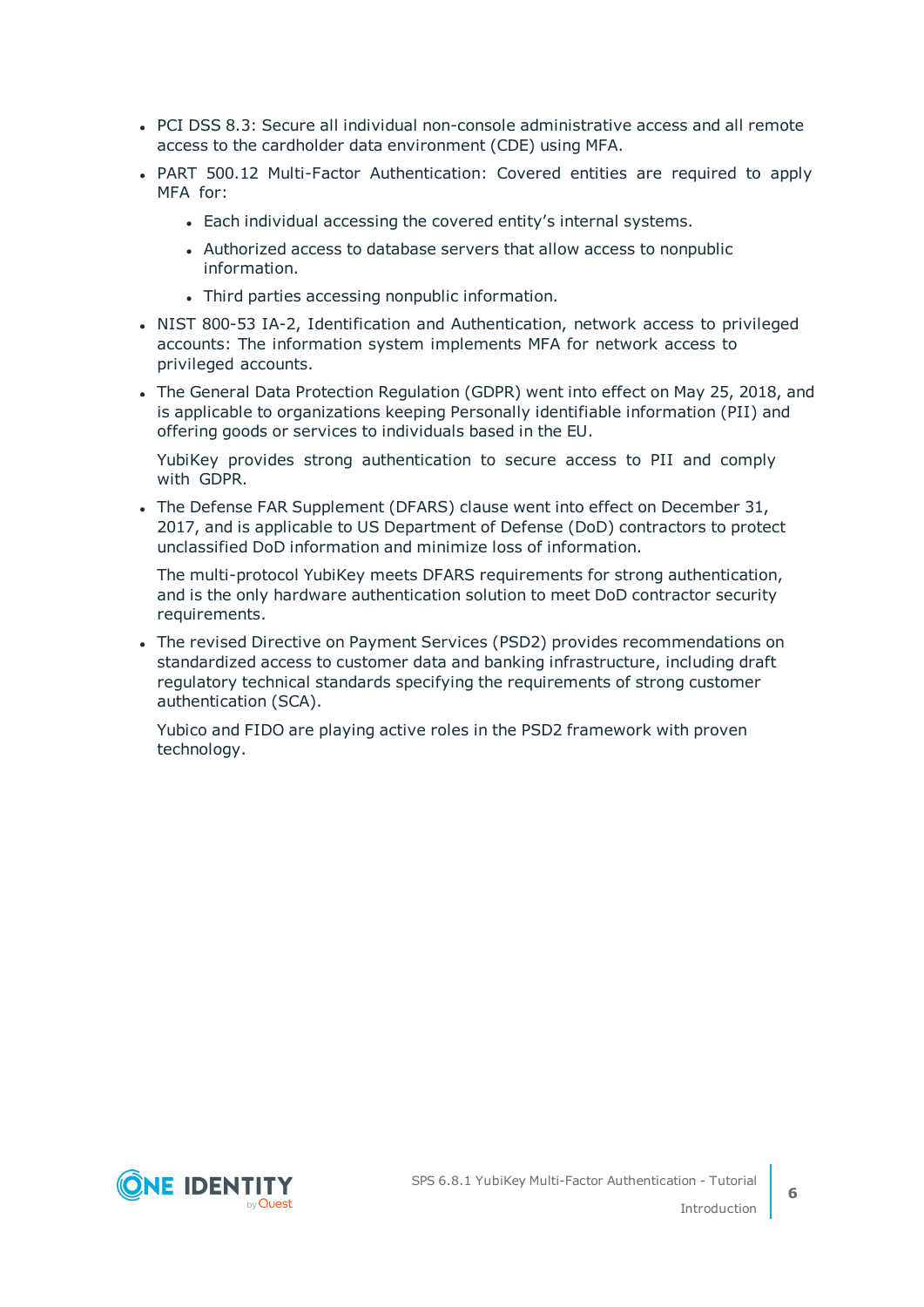- PCI DSS 8.3: Secure all individual non-console administrative access and all remote access to the cardholder data environment (CDE) using MFA.
- PART 500.12 Multi-Factor Authentication: Covered entities are required to apply MFA for:
  - Each individual accessing the covered entity's internal systems.
  - Authorized access to database servers that allow access to nonpublic information.
  - Third parties accessing nonpublic information.
- NIST 800-53 IA-2, Identification and Authentication, network access to privileged accounts: The information system implements MFA for network access to privileged accounts.
- The General Data Protection Regulation (GDPR) went into effect on May 25, 2018, and is applicable to organizations keeping Personally identifiable information (PII) and offering goods or services to individuals based in the EU.

  YubiKey provides strong authentication to secure access to PII and comply with GDPR.
- The Defense FAR Supplement (DFARS) clause went into effect on December 31, 2017, and is applicable to US Department of Defense (DoD) contractors to protect unclassified DoD information and minimize loss of information.

  The multi-protocol YubiKey meets DFARS requirements for strong authentication, and is the only hardware authentication solution to meet DoD contractor security requirements.
- The revised Directive on Payment Services (PSD2) provides recommendations on standardized access to customer data and banking infrastructure, including draft regulatory technical standards specifying the requirements of strong customer authentication (SCA).

  Yubico and FIDO are playing active roles in the PSD2 framework with proven technology.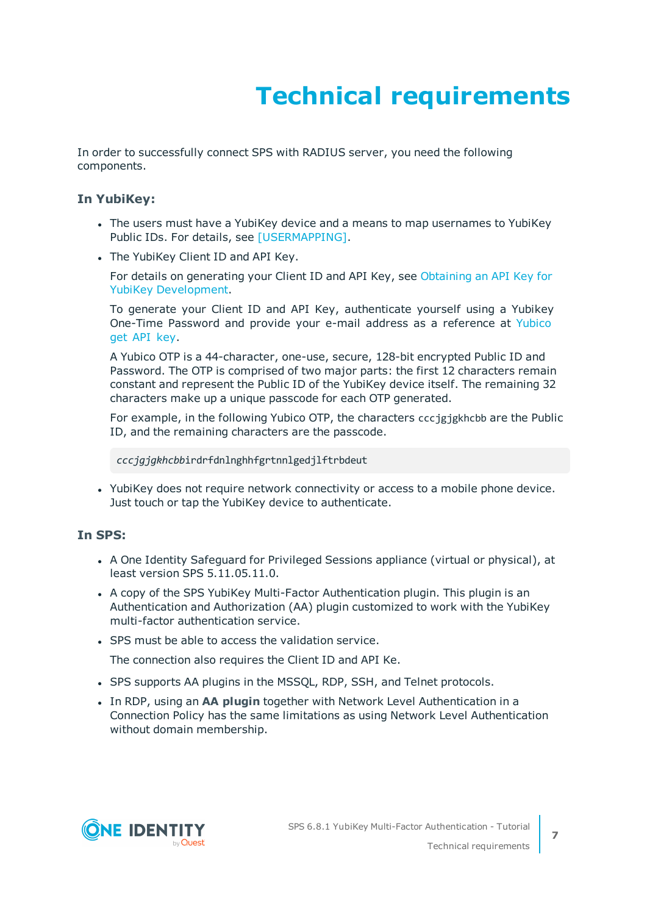# Technical requirements

In order to successfully connect SPS with RADIUS server, you need the following components.

### In YubiKey:

- The users must have a YubiKey device and a means to map usernames to YubiKey Public IDs. For details, see [USERMAPPING].
- The YubiKey Client ID and API Key.

  For details on generating your Client ID and API Key, see Obtaining an API Key for YubiKey Development.

  To generate your Client ID and API Key, authenticate yourself using a Yubikey One-Time Password and provide your e-mail address as a reference at Yubico get API key.

  A Yubico OTP is a 44-character, one-use, secure, 128-bit encrypted Public ID and Password. The OTP is comprised of two major parts: the first 12 characters remain constant and represent the Public ID of the YubiKey device itself. The remaining 32 characters make up a unique passcode for each OTP generated.

  For example, in the following Yubico OTP, the characters `cccjgjgkhcbb` are the Public ID, and the remaining characters are the passcode.

  ```
  cccjgjgkhcbbirdrfdnlnghhfgrtnnlgedjlftrbdeut
  ```

- YubiKey does not require network connectivity or access to a mobile phone device. Just touch or tap the YubiKey device to authenticate.

### In SPS:

- A One Identity Safeguard for Privileged Sessions appliance (virtual or physical), at least version SPS 5.11.05.11.0.
- A copy of the SPS YubiKey Multi-Factor Authentication plugin. This plugin is an Authentication and Authorization (AA) plugin customized to work with the YubiKey multi-factor authentication service.
- SPS must be able to access the validation service.

  The connection also requires the Client ID and API Ke.

- SPS supports AA plugins in the MSSQL, RDP, SSH, and Telnet protocols.
- In RDP, using an **AA plugin** together with Network Level Authentication in a Connection Policy has the same limitations as using Network Level Authentication without domain membership.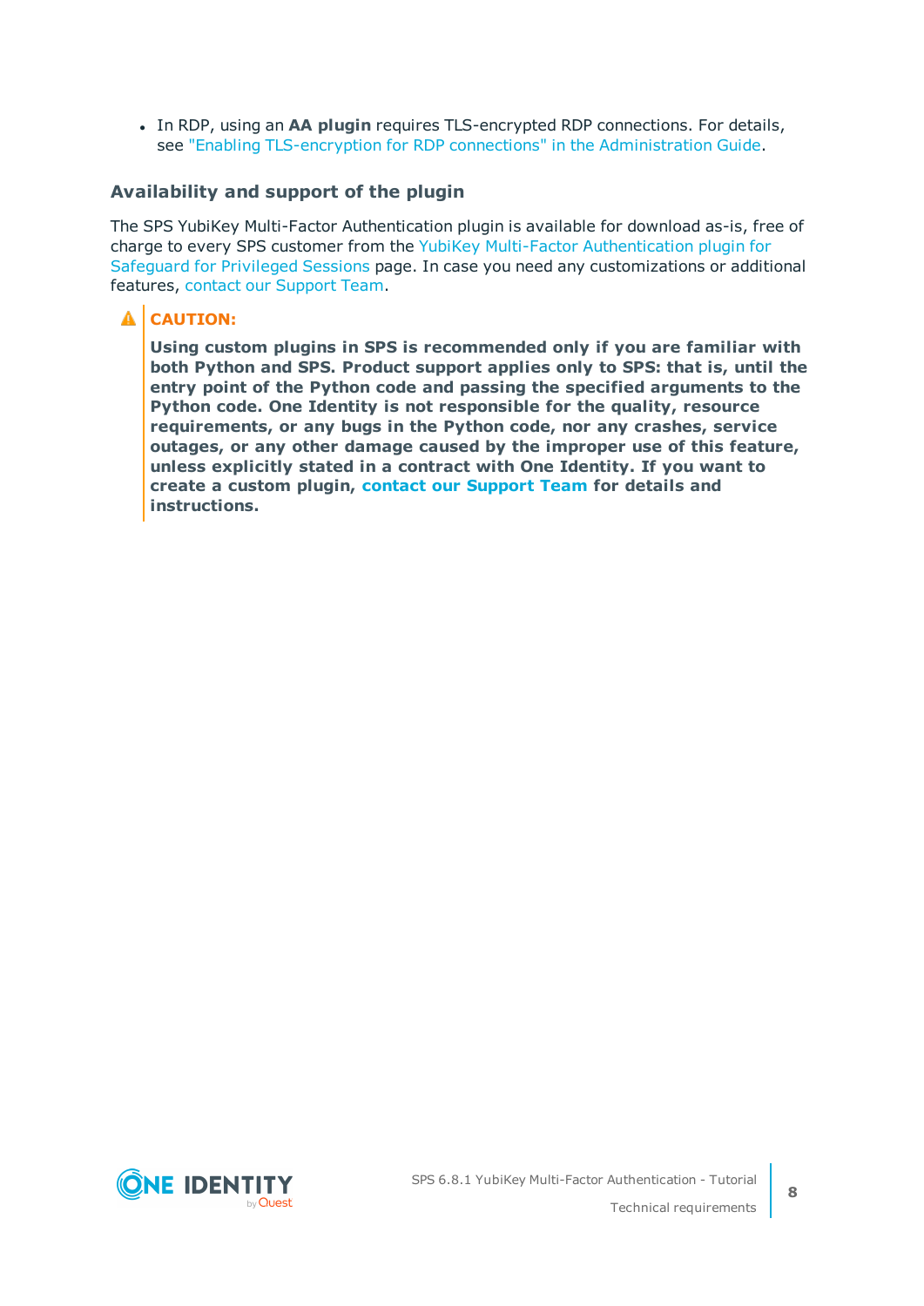- In RDP, using an **AA plugin** requires TLS-encrypted RDP connections. For details, see "Enabling TLS-encryption for RDP connections" in the Administration Guide.

### Availability and support of the plugin

The SPS YubiKey Multi-Factor Authentication plugin is available for download as-is, free of charge to every SPS customer from the YubiKey Multi-Factor Authentication plugin for Safeguard for Privileged Sessions page. In case you need any customizations or additional features, contact our Support Team.

> **CAUTION:**
>
> **Using custom plugins in SPS is recommended only if you are familiar with both Python and SPS. Product support applies only to SPS: that is, until the entry point of the Python code and passing the specified arguments to the Python code. One Identity is not responsible for the quality, resource requirements, or any bugs in the Python code, nor any crashes, service outages, or any other damage caused by the improper use of this feature, unless explicitly stated in a contract with One Identity. If you want to create a custom plugin, contact our Support Team for details and instructions.**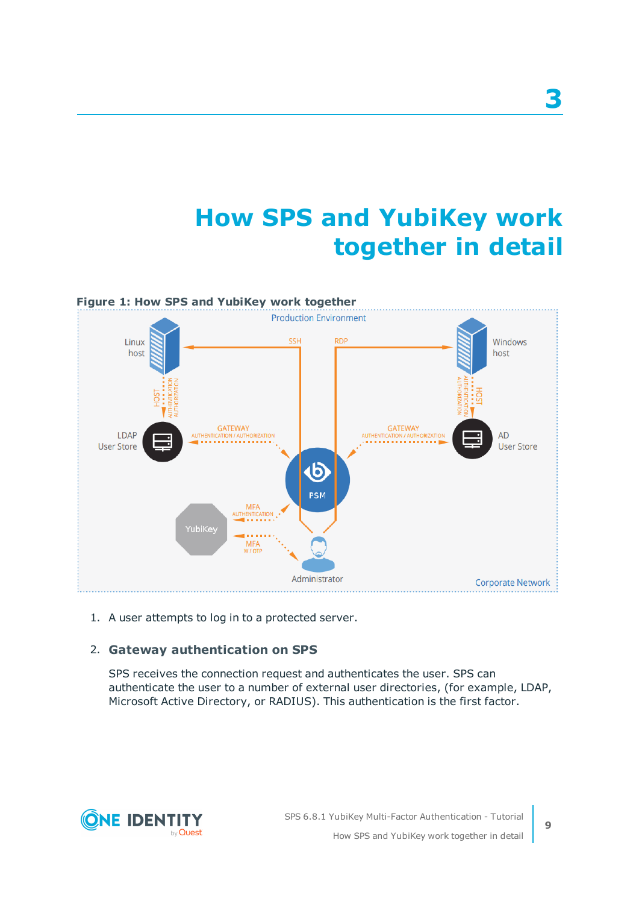# 3

# How SPS and YubiKey work together in detail

**Figure 1: How SPS and YubiKey work together**

1. A user attempts to log in to a protected server.
2. **Gateway authentication on SPS**

   SPS receives the connection request and authenticates the user. SPS can authenticate the user to a number of external user directories, (for example, LDAP, Microsoft Active Directory, or RADIUS). This authentication is the first factor.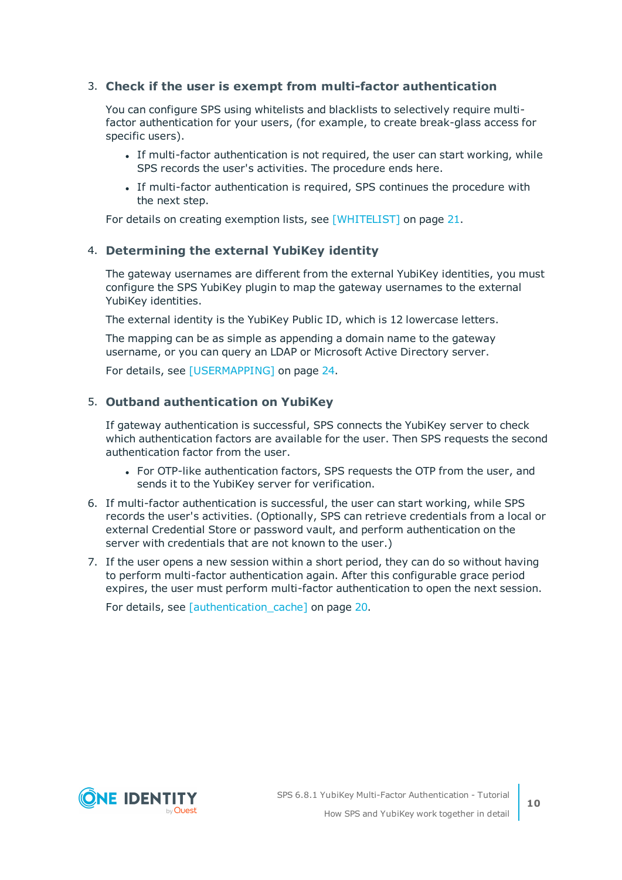3. **Check if the user is exempt from multi-factor authentication**

   You can configure SPS using whitelists and blacklists to selectively require multi-factor authentication for your users, (for example, to create break-glass access for specific users).

   - If multi-factor authentication is not required, the user can start working, while SPS records the user's activities. The procedure ends here.
   - If multi-factor authentication is required, SPS continues the procedure with the next step.

   For details on creating exemption lists, see [WHITELIST] on page 21.

4. **Determining the external YubiKey identity**

   The gateway usernames are different from the external YubiKey identities, you must configure the SPS YubiKey plugin to map the gateway usernames to the external YubiKey identities.

   The external identity is the YubiKey Public ID, which is 12 lowercase letters.

   The mapping can be as simple as appending a domain name to the gateway username, or you can query an LDAP or Microsoft Active Directory server.

   For details, see [USERMAPPING] on page 24.

5. **Outband authentication on YubiKey**

   If gateway authentication is successful, SPS connects the YubiKey server to check which authentication factors are available for the user. Then SPS requests the second authentication factor from the user.

   - For OTP-like authentication factors, SPS requests the OTP from the user, and sends it to the YubiKey server for verification.

6. If multi-factor authentication is successful, the user can start working, while SPS records the user's activities. (Optionally, SPS can retrieve credentials from a local or external Credential Store or password vault, and perform authentication on the server with credentials that are not known to the user.)

7. If the user opens a new session within a short period, they can do so without having to perform multi-factor authentication again. After this configurable grace period expires, the user must perform multi-factor authentication to open the next session.

   For details, see [authentication_cache] on page 20.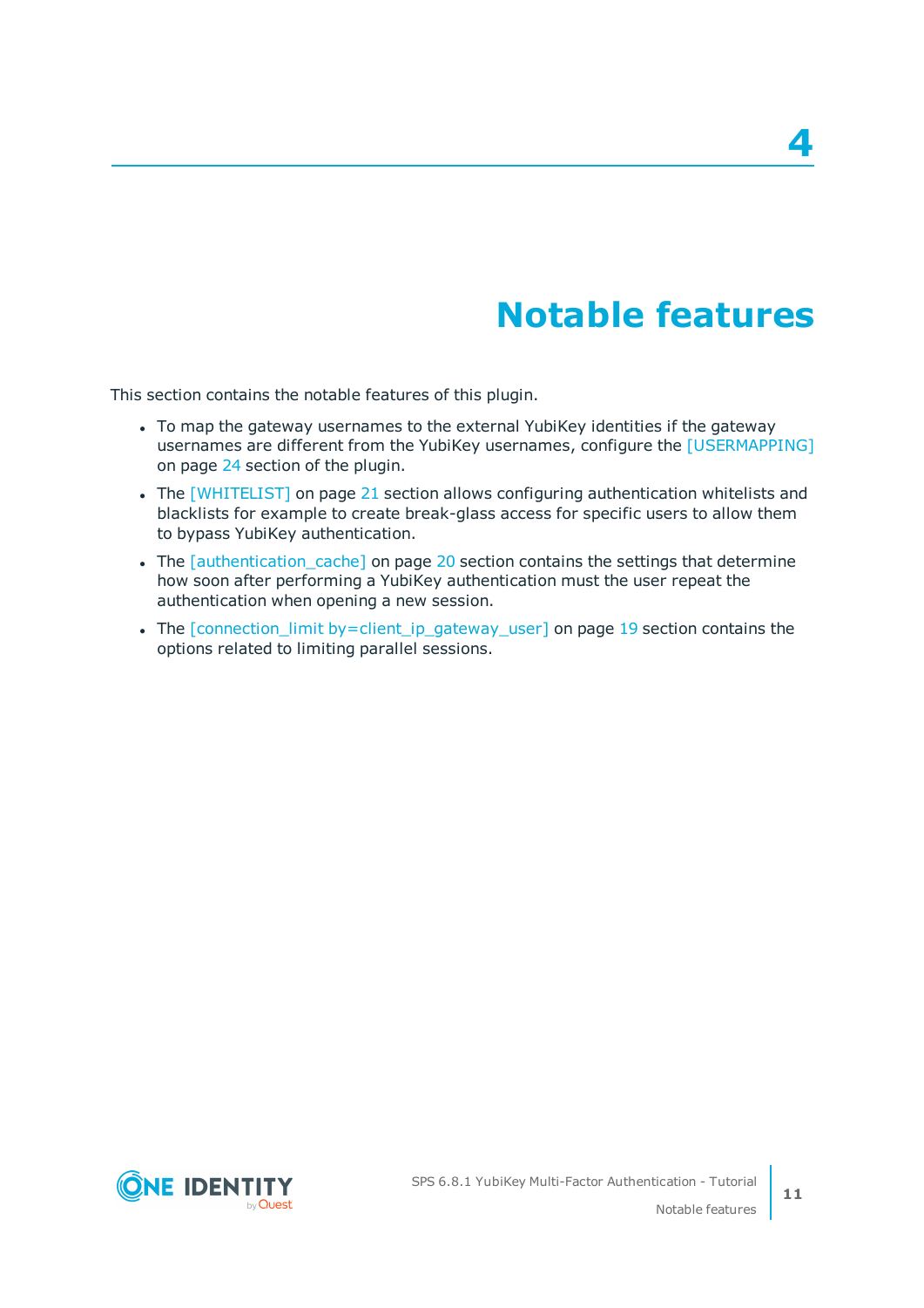# 4 Notable features

This section contains the notable features of this plugin.

- To map the gateway usernames to the external YubiKey identities if the gateway usernames are different from the YubiKey usernames, configure the [USERMAPPING] on page 24 section of the plugin.
- The [WHITELIST] on page 21 section allows configuring authentication whitelists and blacklists for example to create break-glass access for specific users to allow them to bypass YubiKey authentication.
- The [authentication_cache] on page 20 section contains the settings that determine how soon after performing a YubiKey authentication must the user repeat the authentication when opening a new session.
- The [connection_limit by=client_ip_gateway_user] on page 19 section contains the options related to limiting parallel sessions.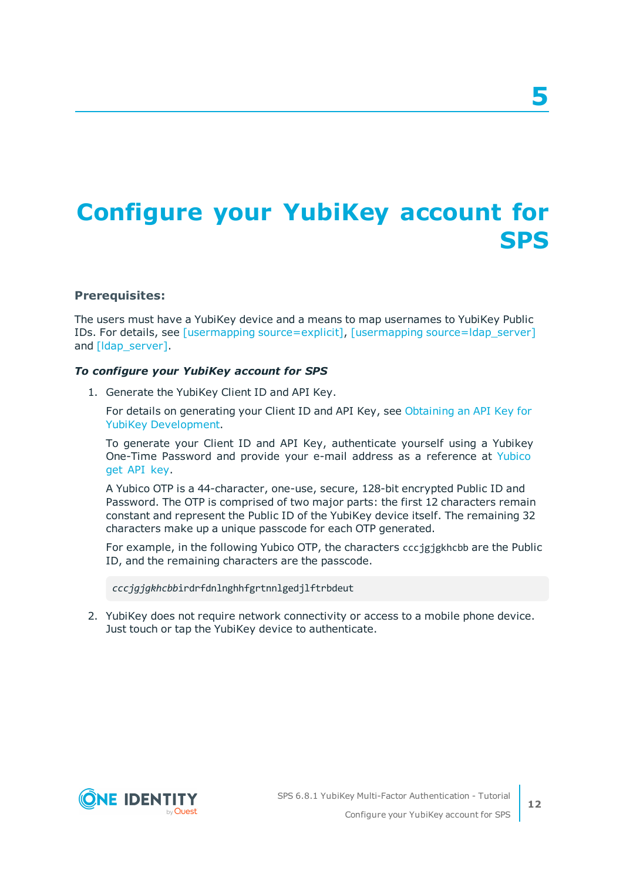# 5 Configure your YubiKey account for SPS

**Prerequisites:**

The users must have a YubiKey device and a means to map usernames to YubiKey Public IDs. For details, see [usermapping source=explicit], [usermapping source=ldap_server] and [ldap_server].

***To configure your YubiKey account for SPS***

1. Generate the YubiKey Client ID and API Key.

   For details on generating your Client ID and API Key, see Obtaining an API Key for YubiKey Development.

   To generate your Client ID and API Key, authenticate yourself using a Yubikey One-Time Password and provide your e-mail address as a reference at Yubico get API key.

   A Yubico OTP is a 44-character, one-use, secure, 128-bit encrypted Public ID and Password. The OTP is comprised of two major parts: the first 12 characters remain constant and represent the Public ID of the YubiKey device itself. The remaining 32 characters make up a unique passcode for each OTP generated.

   For example, in the following Yubico OTP, the characters `cccjgjgkhcbb` are the Public ID, and the remaining characters are the passcode.

   ```
   cccjgjgkhcbbirdrfdnlnghhfgrtnnlgedjlftrbdeut
   ```

2. YubiKey does not require network connectivity or access to a mobile phone device. Just touch or tap the YubiKey device to authenticate.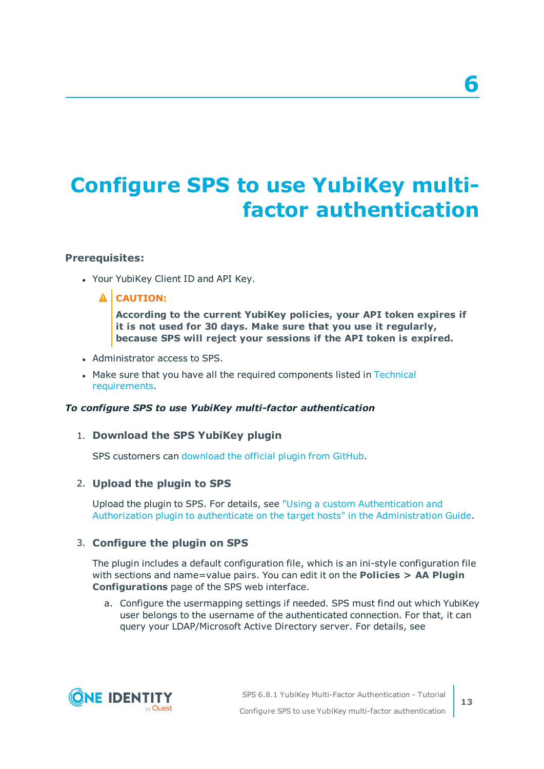# 6

# Configure SPS to use YubiKey multi-factor authentication

**Prerequisites:**

- Your YubiKey Client ID and API Key.

  **CAUTION:**

  **According to the current YubiKey policies, your API token expires if it is not used for 30 days. Make sure that you use it regularly, because SPS will reject your sessions if the API token is expired.**

- Administrator access to SPS.
- Make sure that you have all the required components listed in Technical requirements.

***To configure SPS to use YubiKey multi-factor authentication***

1. **Download the SPS YubiKey plugin**

   SPS customers can download the official plugin from GitHub.

2. **Upload the plugin to SPS**

   Upload the plugin to SPS. For details, see "Using a custom Authentication and Authorization plugin to authenticate on the target hosts" in the Administration Guide.

3. **Configure the plugin on SPS**

   The plugin includes a default configuration file, which is an ini-style configuration file with sections and name=value pairs. You can edit it on the **Policies > AA Plugin Configurations** page of the SPS web interface.

   a. Configure the usermapping settings if needed. SPS must find out which YubiKey user belongs to the username of the authenticated connection. For that, it can query your LDAP/Microsoft Active Directory server. For details, see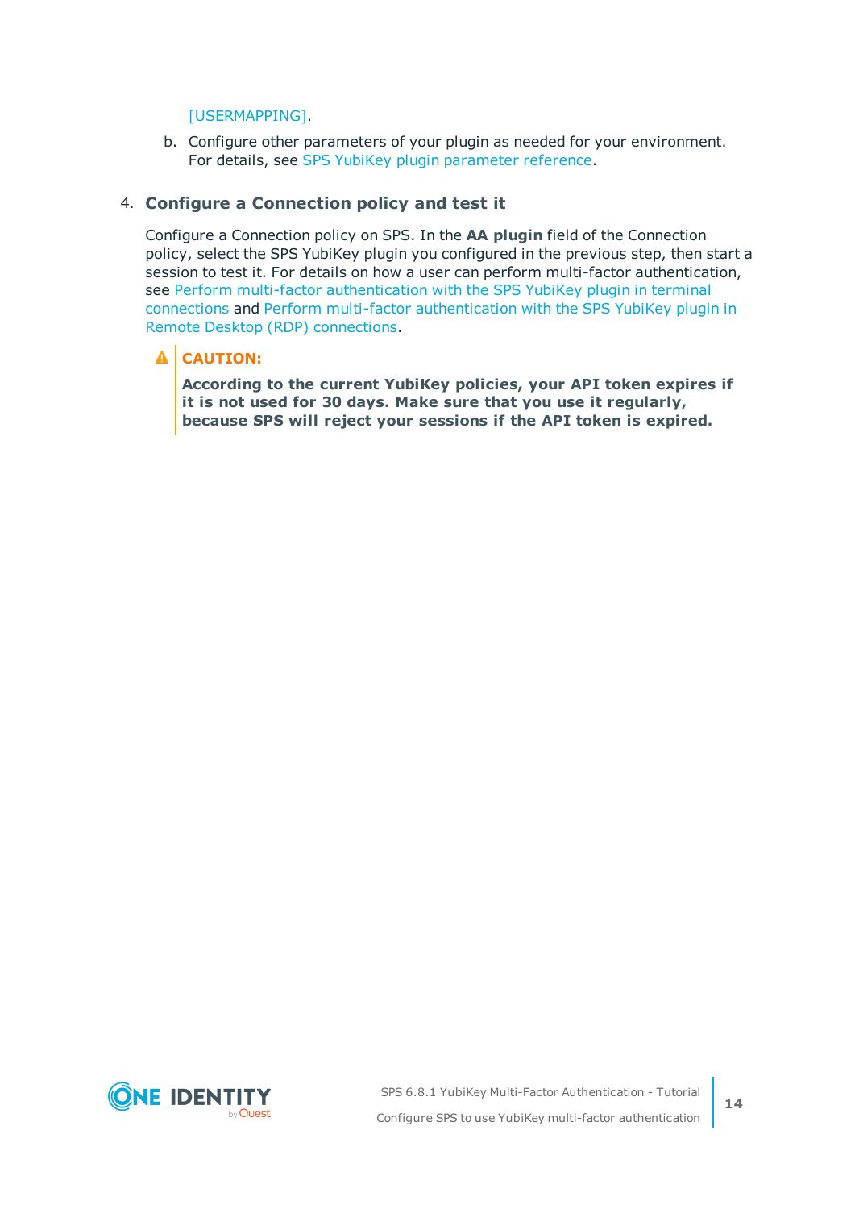[USERMAPPING].

b. Configure other parameters of your plugin as needed for your environment. For details, see SPS YubiKey plugin parameter reference.

4. **Configure a Connection policy and test it**

   Configure a Connection policy on SPS. In the **AA plugin** field of the Connection policy, select the SPS YubiKey plugin you configured in the previous step, then start a session to test it. For details on how a user can perform multi-factor authentication, see Perform multi-factor authentication with the SPS YubiKey plugin in terminal connections and Perform multi-factor authentication with the SPS YubiKey plugin in Remote Desktop (RDP) connections.

   > **CAUTION:**
   >
   > **According to the current YubiKey policies, your API token expires if it is not used for 30 days. Make sure that you use it regularly, because SPS will reject your sessions if the API token is expired.**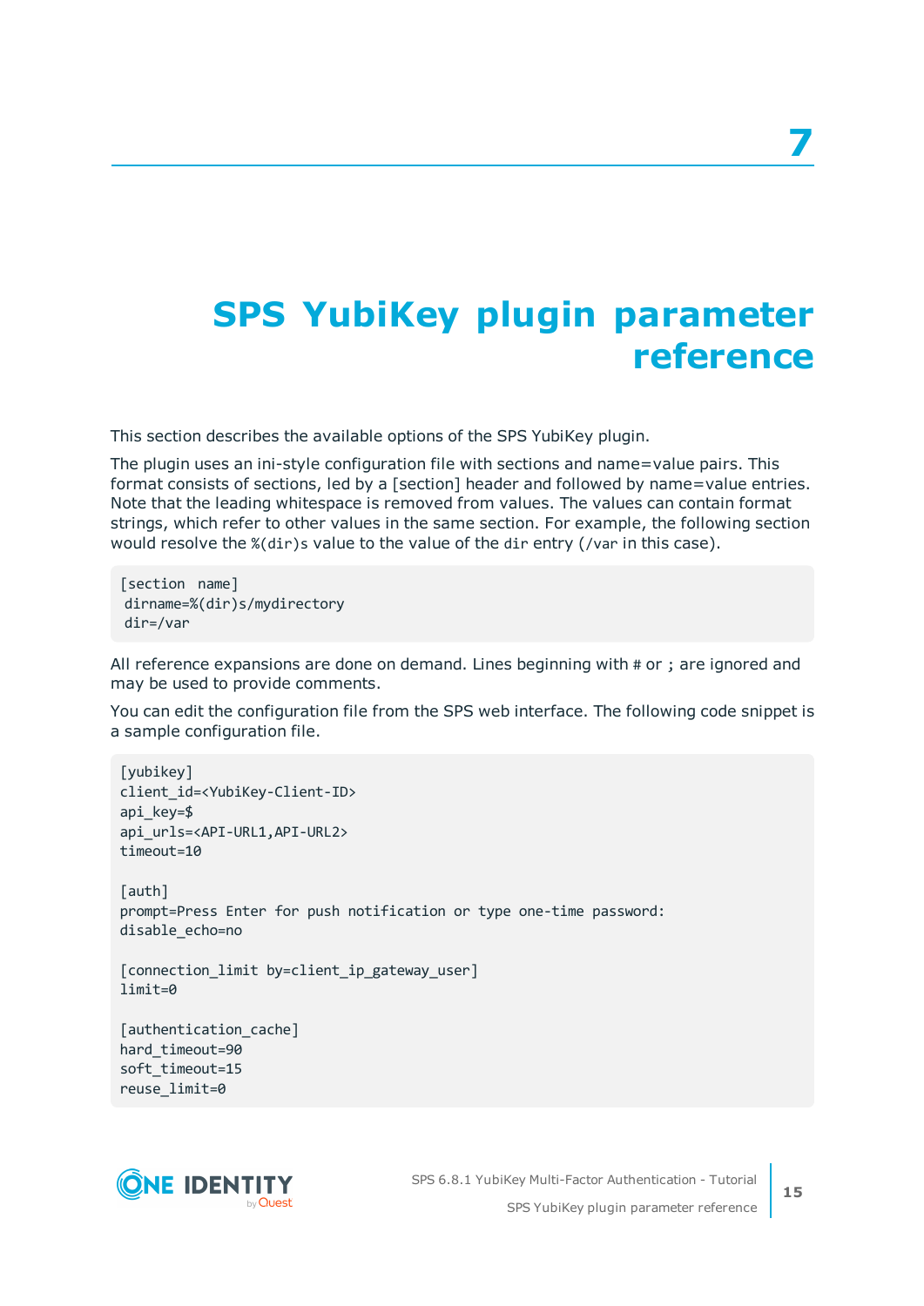# 7 SPS YubiKey plugin parameter reference

This section describes the available options of the SPS YubiKey plugin.

The plugin uses an ini-style configuration file with sections and name=value pairs. This format consists of sections, led by a [section] header and followed by name=value entries. Note that the leading whitespace is removed from values. The values can contain format strings, which refer to other values in the same section. For example, the following section would resolve the `%(dir)s` value to the value of the `dir` entry (`/var` in this case).

```
[section name]
 dirname=%(dir)s/mydirectory
 dir=/var
```

All reference expansions are done on demand. Lines beginning with `#` or `;` are ignored and may be used to provide comments.

You can edit the configuration file from the SPS web interface. The following code snippet is a sample configuration file.

```
[yubikey]
client_id=<YubiKey-Client-ID>
api_key=$
api_urls=<API-URL1,API-URL2>
timeout=10

[auth]
prompt=Press Enter for push notification or type one-time password:
disable_echo=no

[connection_limit by=client_ip_gateway_user]
limit=0

[authentication_cache]
hard_timeout=90
soft_timeout=15
reuse_limit=0
```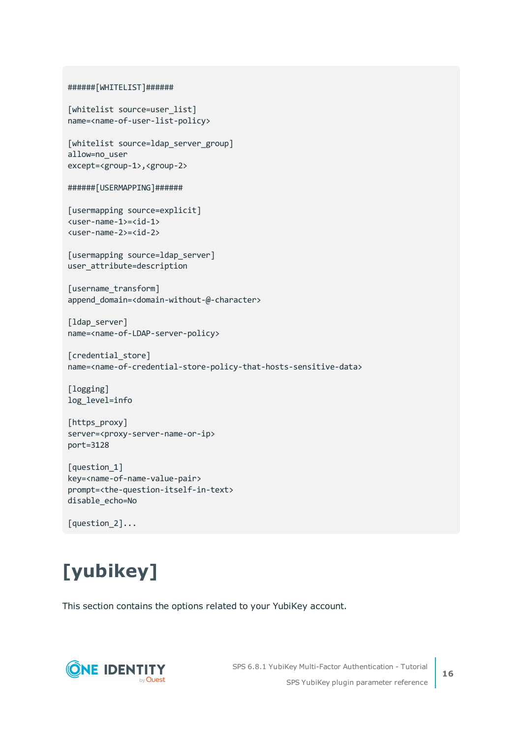```
######[WHITELIST]######

[whitelist source=user_list]
name=<name-of-user-list-policy>

[whitelist source=ldap_server_group]
allow=no_user
except=<group-1>,<group-2>

######[USERMAPPING]######

[usermapping source=explicit]
<user-name-1>=<id-1>
<user-name-2>=<id-2>

[usermapping source=ldap_server]
user_attribute=description

[username_transform]
append_domain=<domain-without-@-character>

[ldap_server]
name=<name-of-LDAP-server-policy>

[credential_store]
name=<name-of-credential-store-policy-that-hosts-sensitive-data>

[logging]
log_level=info

[https_proxy]
server=<proxy-server-name-or-ip>
port=3128

[question_1]
key=<name-of-name-value-pair>
prompt=<the-question-itself-in-text>
disable_echo=No

[question_2]...
```

# [yubikey]

This section contains the options related to your YubiKey account.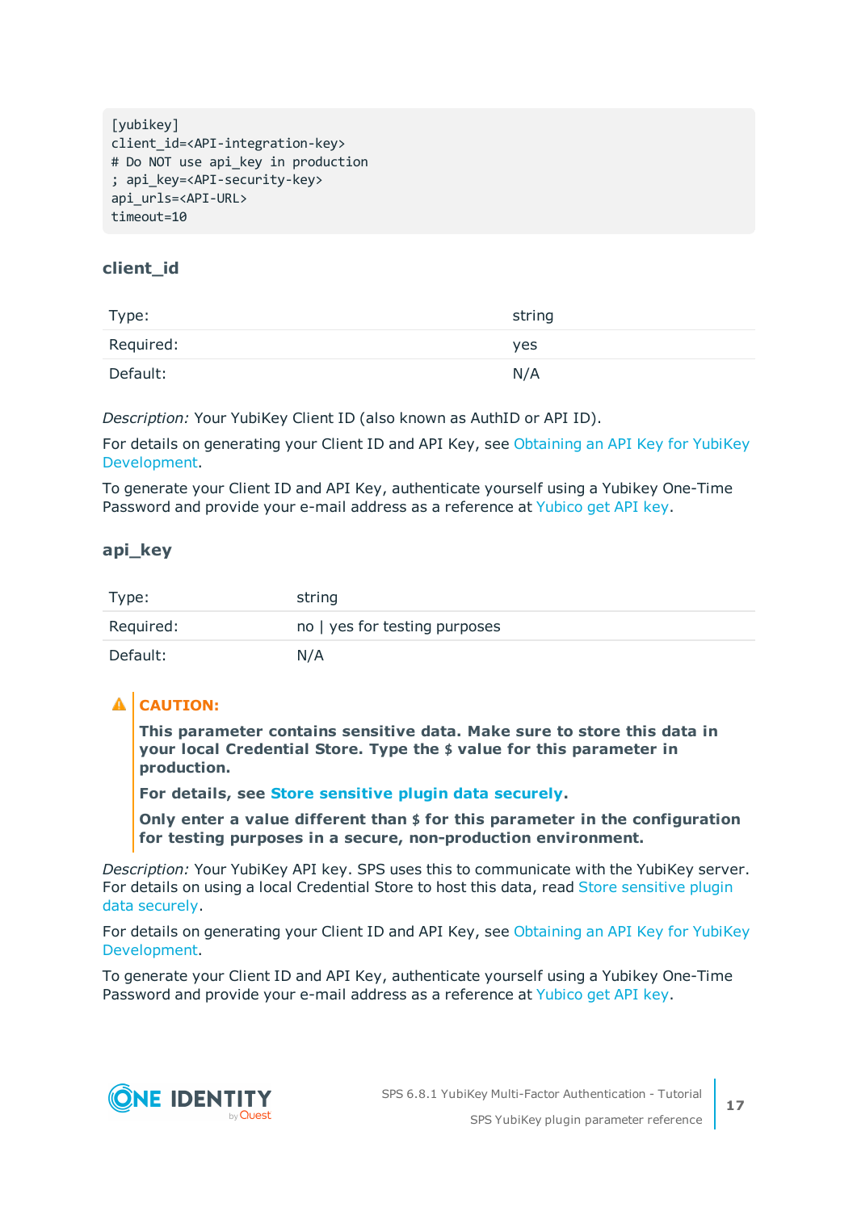```
[yubikey]
client_id=<API-integration-key>
# Do NOT use api_key in production
; api_key=<API-security-key>
api_urls=<API-URL>
timeout=10
```

### client_id

| | |
|---|---|
| Type: | string |
| Required: | yes |
| Default: | N/A |

*Description:* Your YubiKey Client ID (also known as AuthID or API ID).

For details on generating your Client ID and API Key, see Obtaining an API Key for YubiKey Development.

To generate your Client ID and API Key, authenticate yourself using a Yubikey One-Time Password and provide your e-mail address as a reference at Yubico get API key.

### api_key

| | |
|---|---|
| Type: | string |
| Required: | no \| yes for testing purposes |
| Default: | N/A |

> **CAUTION:**
>
> **This parameter contains sensitive data. Make sure to store this data in your local Credential Store. Type the $ value for this parameter in production.**
>
> **For details, see Store sensitive plugin data securely.**
>
> **Only enter a value different than $ for this parameter in the configuration for testing purposes in a secure, non-production environment.**

*Description:* Your YubiKey API key. SPS uses this to communicate with the YubiKey server. For details on using a local Credential Store to host this data, read Store sensitive plugin data securely.

For details on generating your Client ID and API Key, see Obtaining an API Key for YubiKey Development.

To generate your Client ID and API Key, authenticate yourself using a Yubikey One-Time Password and provide your e-mail address as a reference at Yubico get API key.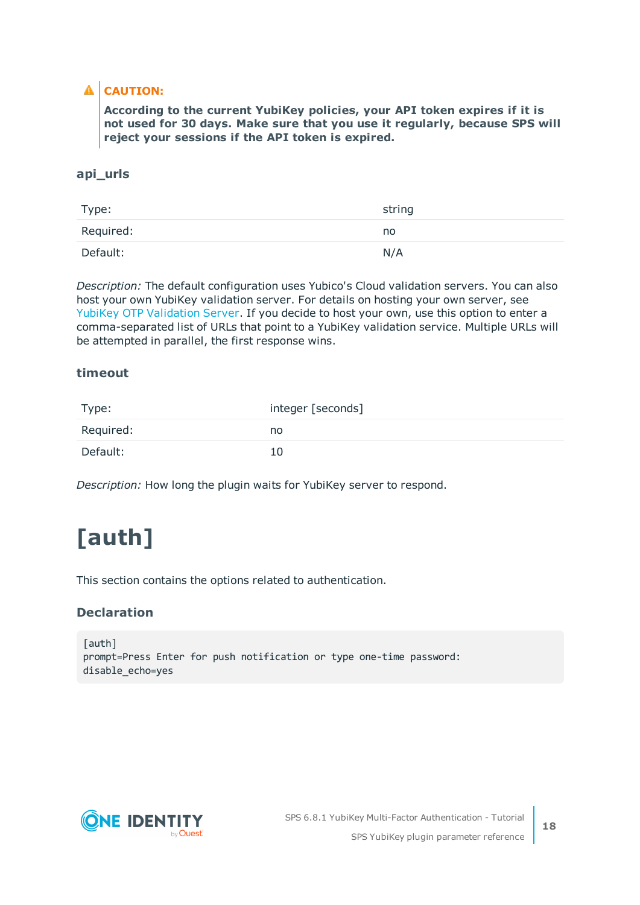> **CAUTION:**
>
> **According to the current YubiKey policies, your API token expires if it is not used for 30 days. Make sure that you use it regularly, because SPS will reject your sessions if the API token is expired.**

### api_urls

| Type: | string |
|---|---|
| Required: | no |
| Default: | N/A |

*Description:* The default configuration uses Yubico's Cloud validation servers. You can also host your own YubiKey validation server. For details on hosting your own server, see YubiKey OTP Validation Server. If you decide to host your own, use this option to enter a comma-separated list of URLs that point to a YubiKey validation service. Multiple URLs will be attempted in parallel, the first response wins.

### timeout

| Type: | integer [seconds] |
|---|---|
| Required: | no |
| Default: | 10 |

*Description:* How long the plugin waits for YubiKey server to respond.

# [auth]

This section contains the options related to authentication.

### Declaration

```
[auth]
prompt=Press Enter for push notification or type one-time password:
disable_echo=yes
```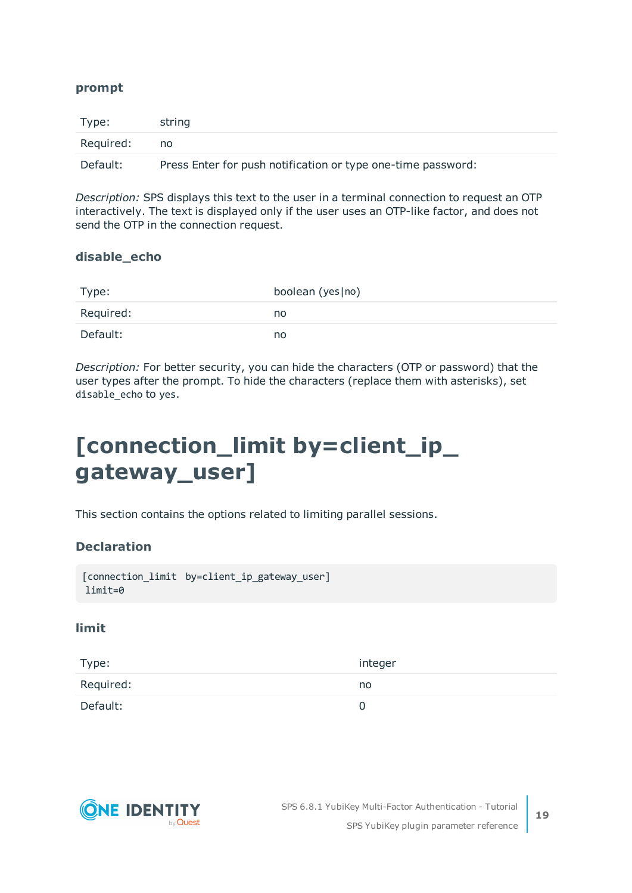### prompt

| Type: | string |
|---|---|
| Required: | no |
| Default: | Press Enter for push notification or type one-time password: |

*Description:* SPS displays this text to the user in a terminal connection to request an OTP interactively. The text is displayed only if the user uses an OTP-like factor, and does not send the OTP in the connection request.

### disable_echo

| Type: | boolean (`yes|no`) |
|---|---|
| Required: | no |
| Default: | no |

*Description:* For better security, you can hide the characters (OTP or password) that the user types after the prompt. To hide the characters (replace them with asterisks), set `disable_echo` to `yes`.

# [connection_limit by=client_ip_gateway_user]

This section contains the options related to limiting parallel sessions.

### Declaration

```
[connection_limit  by=client_ip_gateway_user]
 limit=0
```

### limit

| Type: | integer |
|---|---|
| Required: | no |
| Default: | 0 |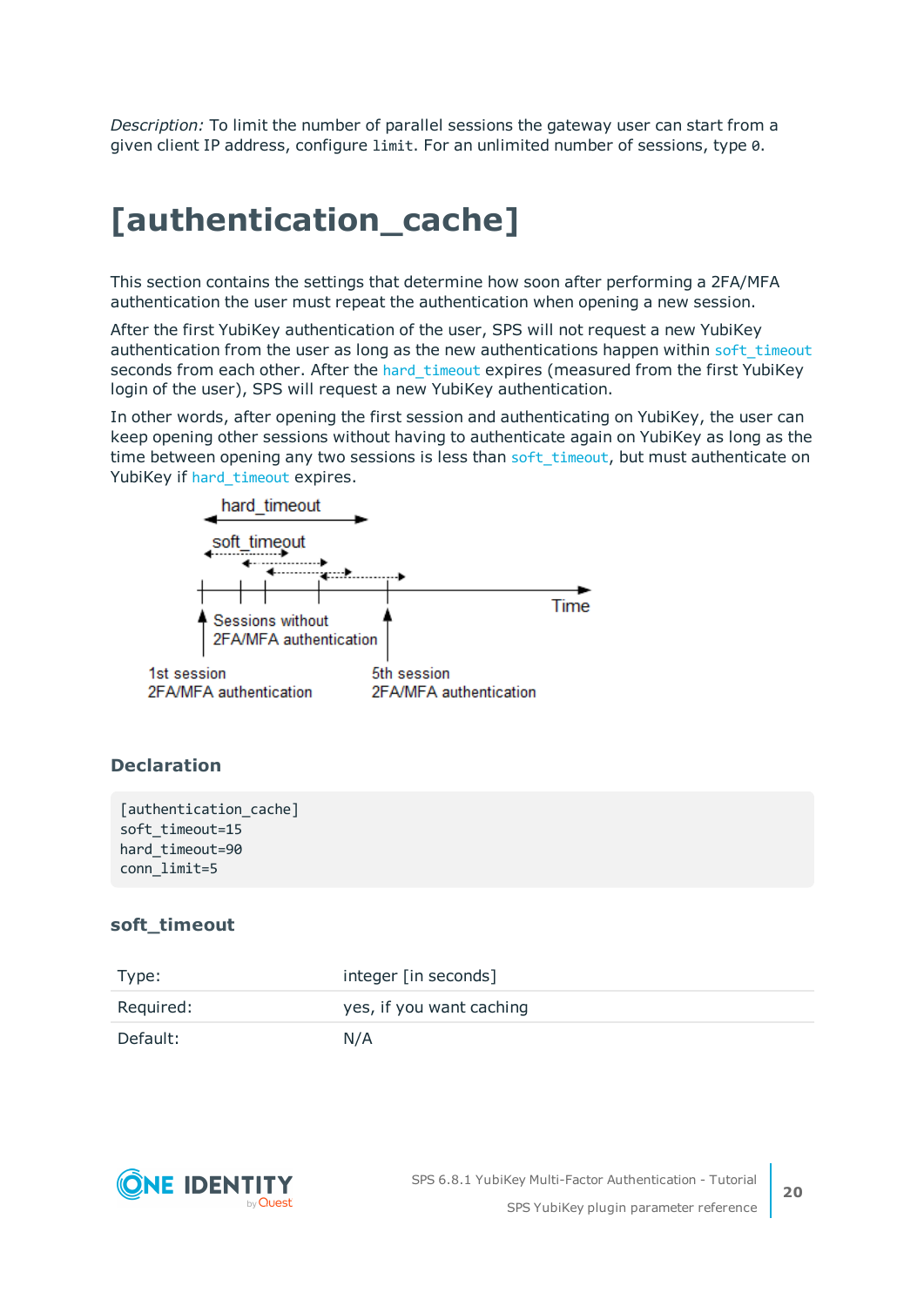*Description:* To limit the number of parallel sessions the gateway user can start from a given client IP address, configure `limit`. For an unlimited number of sessions, type `0`.

# [authentication_cache]

This section contains the settings that determine how soon after performing a 2FA/MFA authentication the user must repeat the authentication when opening a new session.

After the first YubiKey authentication of the user, SPS will not request a new YubiKey authentication from the user as long as the new authentications happen within `soft_timeout` seconds from each other. After the `hard_timeout` expires (measured from the first YubiKey login of the user), SPS will request a new YubiKey authentication.

In other words, after opening the first session and authenticating on YubiKey, the user can keep opening other sessions without having to authenticate again on YubiKey as long as the time between opening any two sessions is less than `soft_timeout`, but must authenticate on YubiKey if `hard_timeout` expires.

hard_timeout

soft_timeout

Time

Sessions without 2FA/MFA authentication

1st session 2FA/MFA authentication

5th session 2FA/MFA authentication

### Declaration

```
[authentication_cache]
soft_timeout=15
hard_timeout=90
conn_limit=5
```

### soft_timeout

| | |
|---|---|
| Type: | integer [in seconds] |
| Required: | yes, if you want caching |
| Default: | N/A |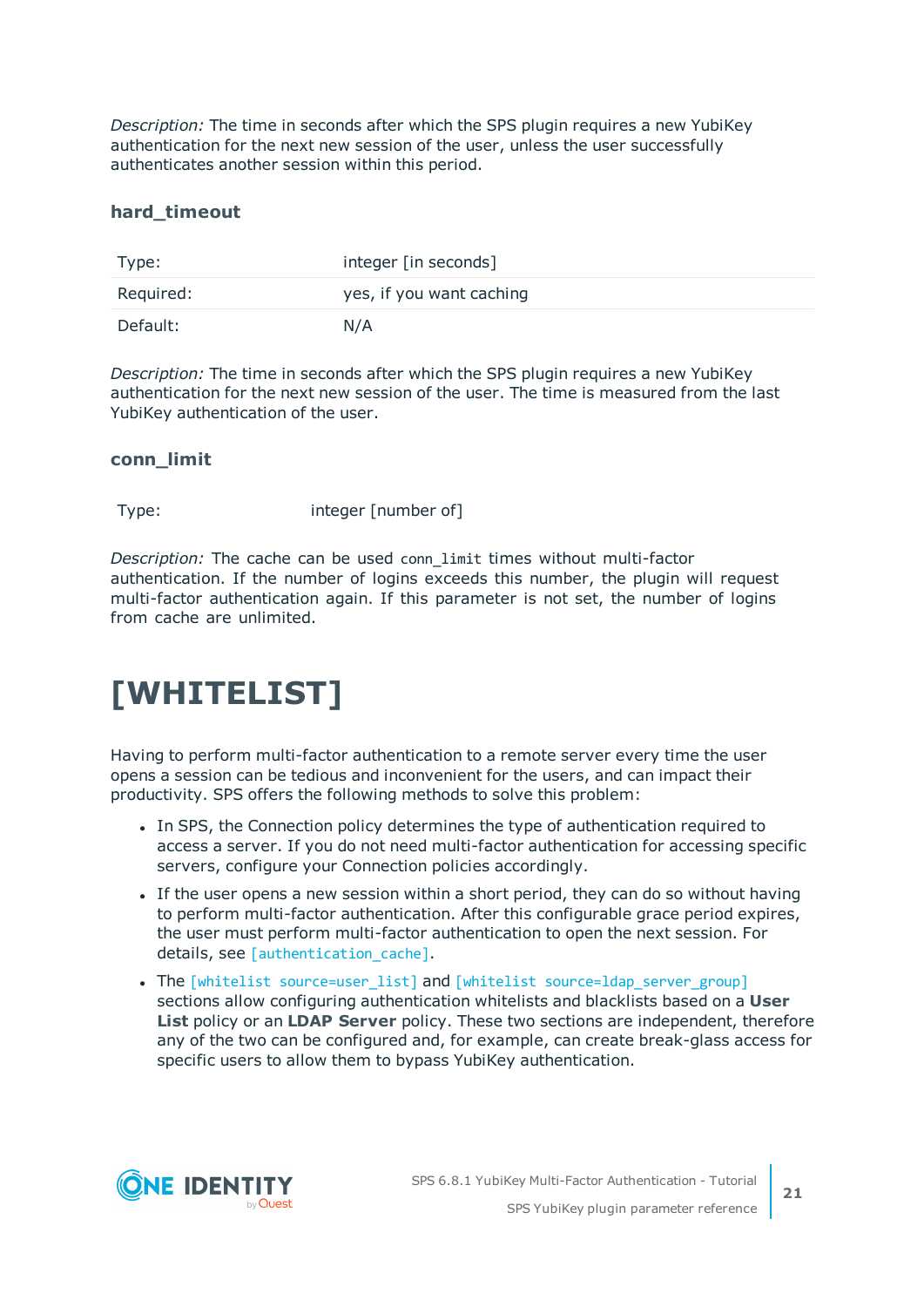*Description:* The time in seconds after which the SPS plugin requires a new YubiKey authentication for the next new session of the user, unless the user successfully authenticates another session within this period.

### hard_timeout

| | |
|---|---|
| Type: | integer [in seconds] |
| Required: | yes, if you want caching |
| Default: | N/A |

*Description:* The time in seconds after which the SPS plugin requires a new YubiKey authentication for the next new session of the user. The time is measured from the last YubiKey authentication of the user.

### conn_limit

| | |
|---|---|
| Type: | integer [number of] |

*Description:* The cache can be used `conn_limit` times without multi-factor authentication. If the number of logins exceeds this number, the plugin will request multi-factor authentication again. If this parameter is not set, the number of logins from cache are unlimited.

# [WHITELIST]

Having to perform multi-factor authentication to a remote server every time the user opens a session can be tedious and inconvenient for the users, and can impact their productivity. SPS offers the following methods to solve this problem:

- In SPS, the Connection policy determines the type of authentication required to access a server. If you do not need multi-factor authentication for accessing specific servers, configure your Connection policies accordingly.
- If the user opens a new session within a short period, they can do so without having to perform multi-factor authentication. After this configurable grace period expires, the user must perform multi-factor authentication to open the next session. For details, see `[authentication_cache]`.
- The `[whitelist source=user_list]` and `[whitelist source=ldap_server_group]` sections allow configuring authentication whitelists and blacklists based on a **User List** policy or an **LDAP Server** policy. These two sections are independent, therefore any of the two can be configured and, for example, can create break-glass access for specific users to allow them to bypass YubiKey authentication.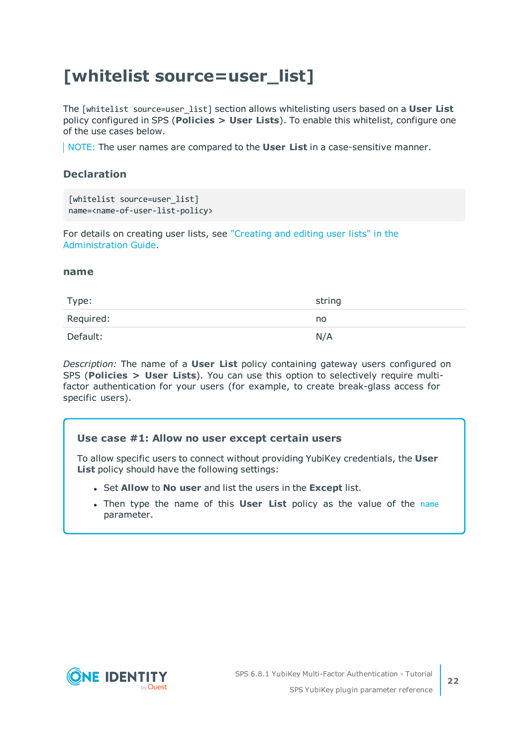# [whitelist source=user_list]

The `[whitelist source=user_list]` section allows whitelisting users based on a **User List** policy configured in SPS (**Policies > User Lists**). To enable this whitelist, configure one of the use cases below.

> NOTE: The user names are compared to the **User List** in a case-sensitive manner.

### Declaration

```
[whitelist source=user_list]
name=<name-of-user-list-policy>
```

For details on creating user lists, see "Creating and editing user lists" in the Administration Guide.

#### name

| Type: | string |
|---|---|
| Required: | no |
| Default: | N/A |

*Description:* The name of a **User List** policy containing gateway users configured on SPS (**Policies > User Lists**). You can use this option to selectively require multi-factor authentication for your users (for example, to create break-glass access for specific users).

> **Use case #1: Allow no user except certain users**
>
> To allow specific users to connect without providing YubiKey credentials, the **User List** policy should have the following settings:
>
> - Set **Allow** to **No user** and list the users in the **Except** list.
> - Then type the name of this **User List** policy as the value of the `name` parameter.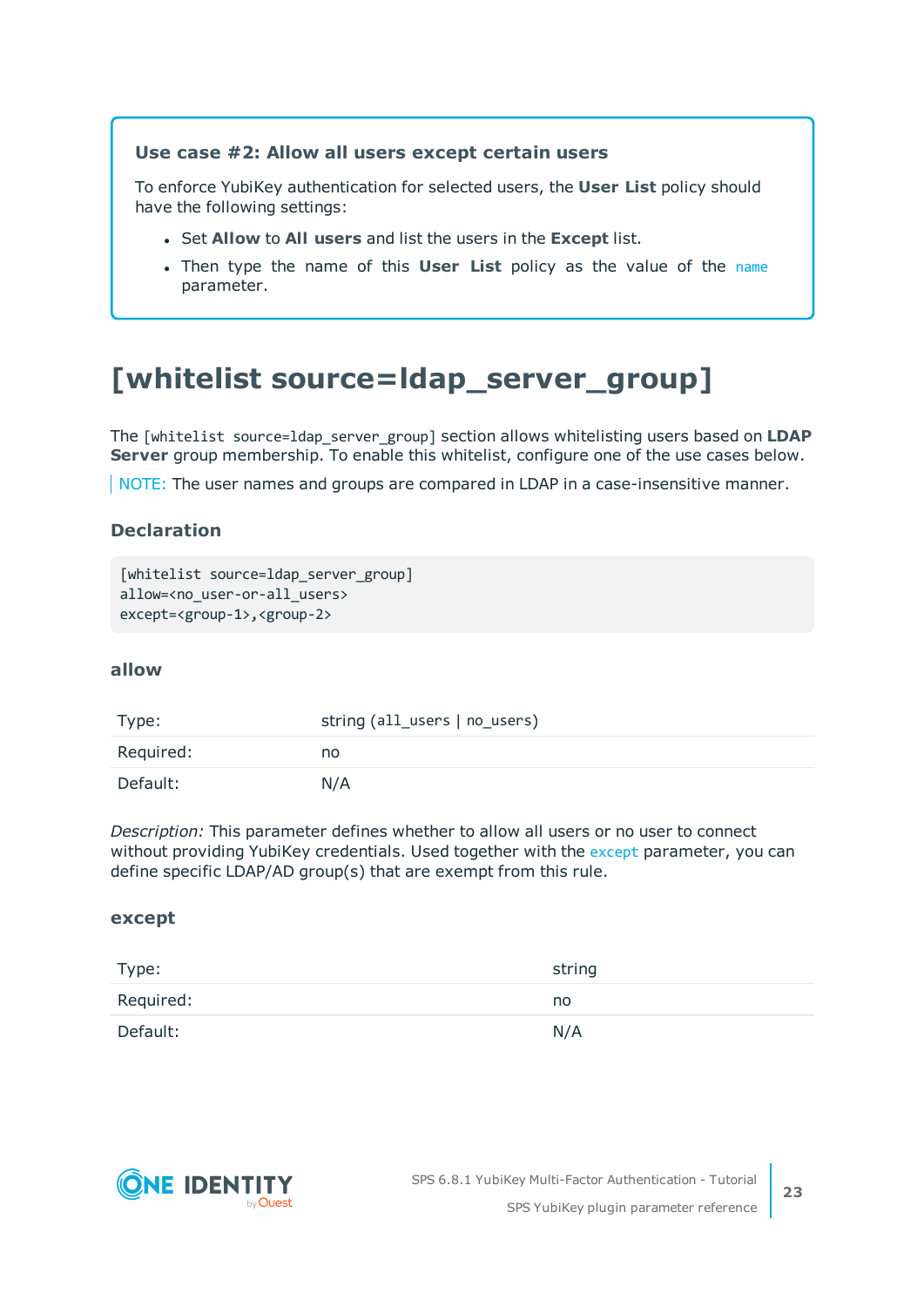**Use case #2: Allow all users except certain users**

To enforce YubiKey authentication for selected users, the **User List** policy should have the following settings:

- Set **Allow** to **All users** and list the users in the **Except** list.
- Then type the name of this **User List** policy as the value of the `name` parameter.

# [whitelist source=ldap_server_group]

The `[whitelist source=ldap_server_group]` section allows whitelisting users based on **LDAP Server** group membership. To enable this whitelist, configure one of the use cases below.

NOTE: The user names and groups are compared in LDAP in a case-insensitive manner.

### Declaration

```
[whitelist source=ldap_server_group]
allow=<no_user-or-all_users>
except=<group-1>,<group-2>
```

### allow

| | |
|---|---|
| Type: | string (`all_users` \| `no_users`) |
| Required: | no |
| Default: | N/A |

*Description:* This parameter defines whether to allow all users or no user to connect without providing YubiKey credentials. Used together with the `except` parameter, you can define specific LDAP/AD group(s) that are exempt from this rule.

### except

| | |
|---|---|
| Type: | string |
| Required: | no |
| Default: | N/A |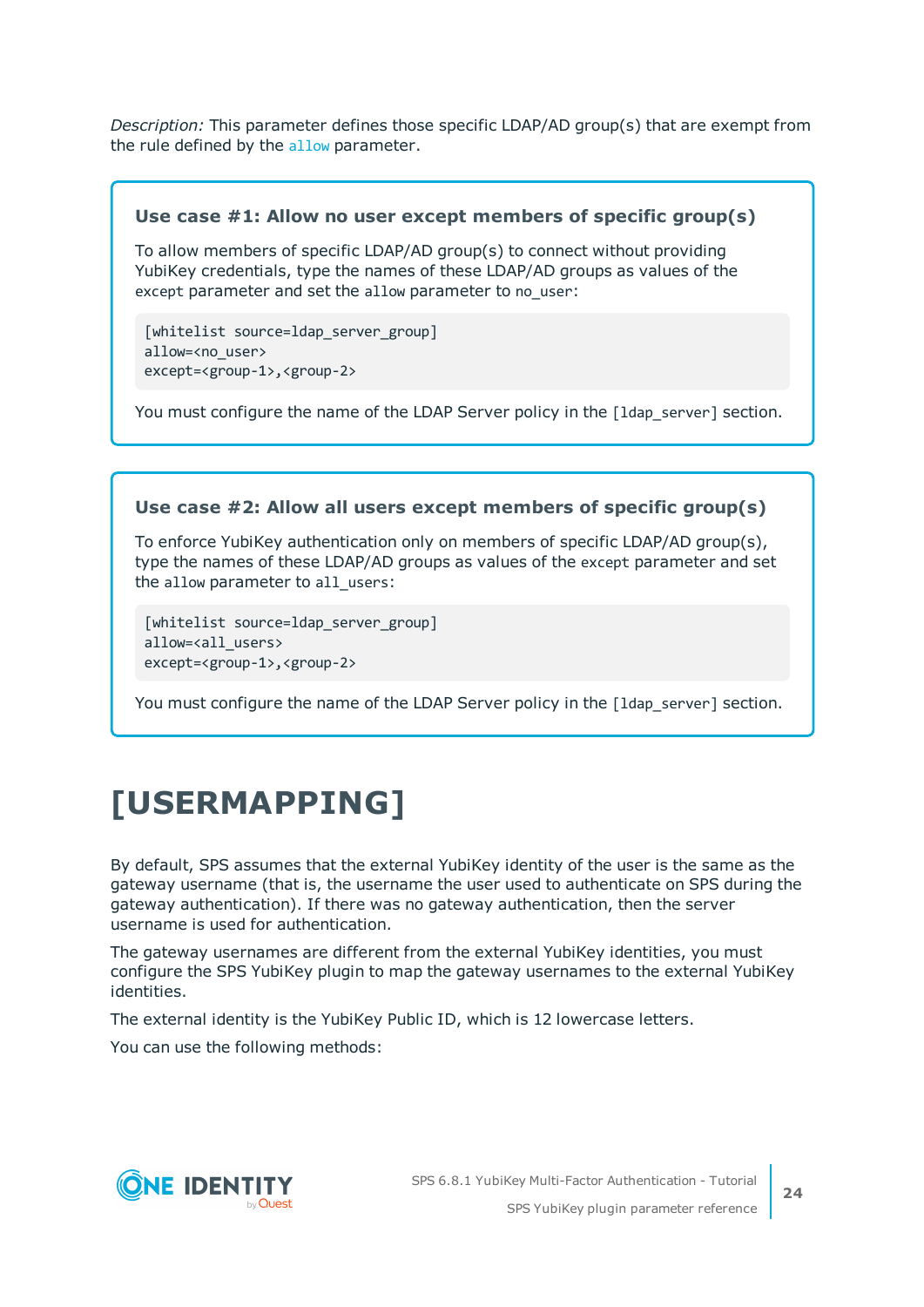*Description:* This parameter defines those specific LDAP/AD group(s) that are exempt from the rule defined by the `allow` parameter.

**Use case #1: Allow no user except members of specific group(s)**

To allow members of specific LDAP/AD group(s) to connect without providing YubiKey credentials, type the names of these LDAP/AD groups as values of the `except` parameter and set the `allow` parameter to `no_user`:

```
[whitelist source=ldap_server_group]
allow=<no_user>
except=<group-1>,<group-2>
```

You must configure the name of the LDAP Server policy in the `[ldap_server]` section.

**Use case #2: Allow all users except members of specific group(s)**

To enforce YubiKey authentication only on members of specific LDAP/AD group(s), type the names of these LDAP/AD groups as values of the `except` parameter and set the `allow` parameter to `all_users`:

```
[whitelist source=ldap_server_group]
allow=<all_users>
except=<group-1>,<group-2>
```

You must configure the name of the LDAP Server policy in the `[ldap_server]` section.

# [USERMAPPING]

By default, SPS assumes that the external YubiKey identity of the user is the same as the gateway username (that is, the username the user used to authenticate on SPS during the gateway authentication). If there was no gateway authentication, then the server username is used for authentication.

The gateway usernames are different from the external YubiKey identities, you must configure the SPS YubiKey plugin to map the gateway usernames to the external YubiKey identities.

The external identity is the YubiKey Public ID, which is 12 lowercase letters.

You can use the following methods: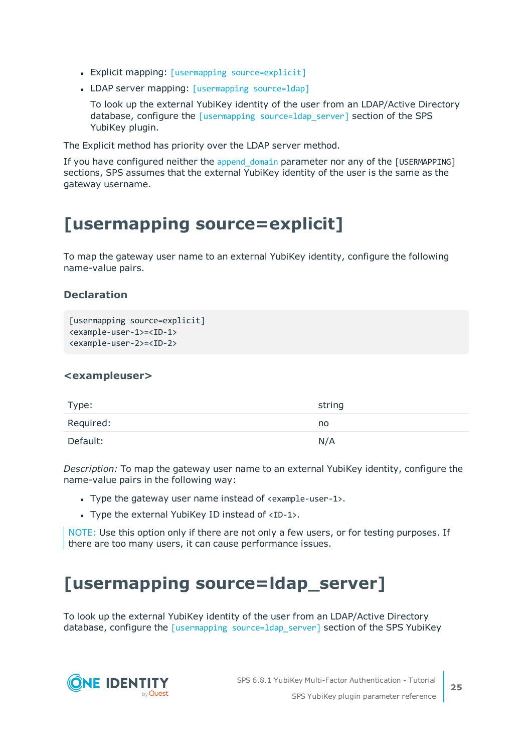- Explicit mapping: `[usermapping source=explicit]`
- LDAP server mapping: `[usermapping source=ldap]`

  To look up the external YubiKey identity of the user from an LDAP/Active Directory database, configure the `[usermapping source=ldap_server]` section of the SPS YubiKey plugin.

The Explicit method has priority over the LDAP server method.

If you have configured neither the `append_domain` parameter nor any of the `[USERMAPPING]` sections, SPS assumes that the external YubiKey identity of the user is the same as the gateway username.

# [usermapping source=explicit]

To map the gateway user name to an external YubiKey identity, configure the following name-value pairs.

### Declaration

```
[usermapping source=explicit]
<example-user-1>=<ID-1>
<example-user-2>=<ID-2>
```

### <exampleuser>

| | |
|---|---|
| Type: | string |
| Required: | no |
| Default: | N/A |

*Description:* To map the gateway user name to an external YubiKey identity, configure the name-value pairs in the following way:

- Type the gateway user name instead of `<example-user-1>`.
- Type the external YubiKey ID instead of `<ID-1>`.

> NOTE: Use this option only if there are not only a few users, or for testing purposes. If there are too many users, it can cause performance issues.

# [usermapping source=ldap_server]

To look up the external YubiKey identity of the user from an LDAP/Active Directory database, configure the `[usermapping source=ldap_server]` section of the SPS YubiKey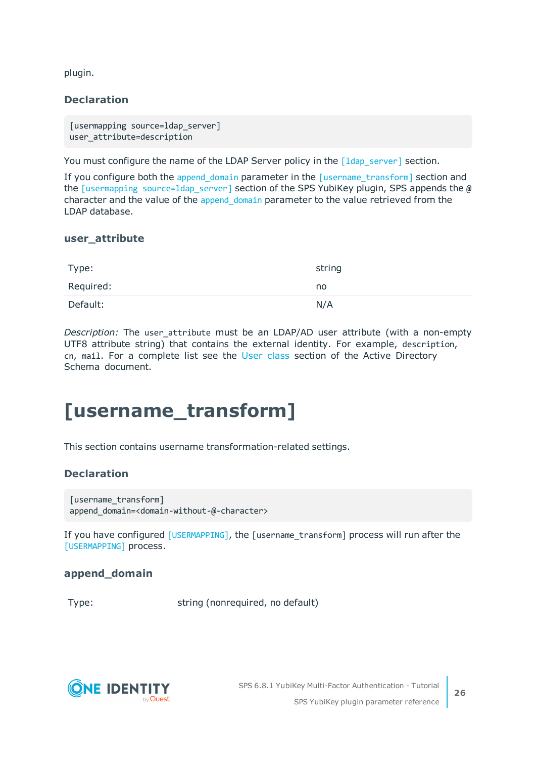plugin.

### Declaration

```
[usermapping source=ldap_server]
user_attribute=description
```

You must configure the name of the LDAP Server policy in the `[ldap_server]` section.

If you configure both the `append_domain` parameter in the `[username_transform]` section and the `[usermapping source=ldap_server]` section of the SPS YubiKey plugin, SPS appends the `@` character and the value of the `append_domain` parameter to the value retrieved from the LDAP database.

### user_attribute

| Type: | string |
|---|---|
| Required: | no |
| Default: | N/A |

*Description:* The `user_attribute` must be an LDAP/AD user attribute (with a non-empty UTF8 attribute string) that contains the external identity. For example, `description`, `cn`, `mail`. For a complete list see the User class section of the Active Directory Schema document.

# [username_transform]

This section contains username transformation-related settings.

### Declaration

```
[username_transform]
append_domain=<domain-without-@-character>
```

If you have configured `[USERMAPPING]`, the `[username_transform]` process will run after the `[USERMAPPING]` process.

### append_domain

| Type: | string (nonrequired, no default) |
|---|---|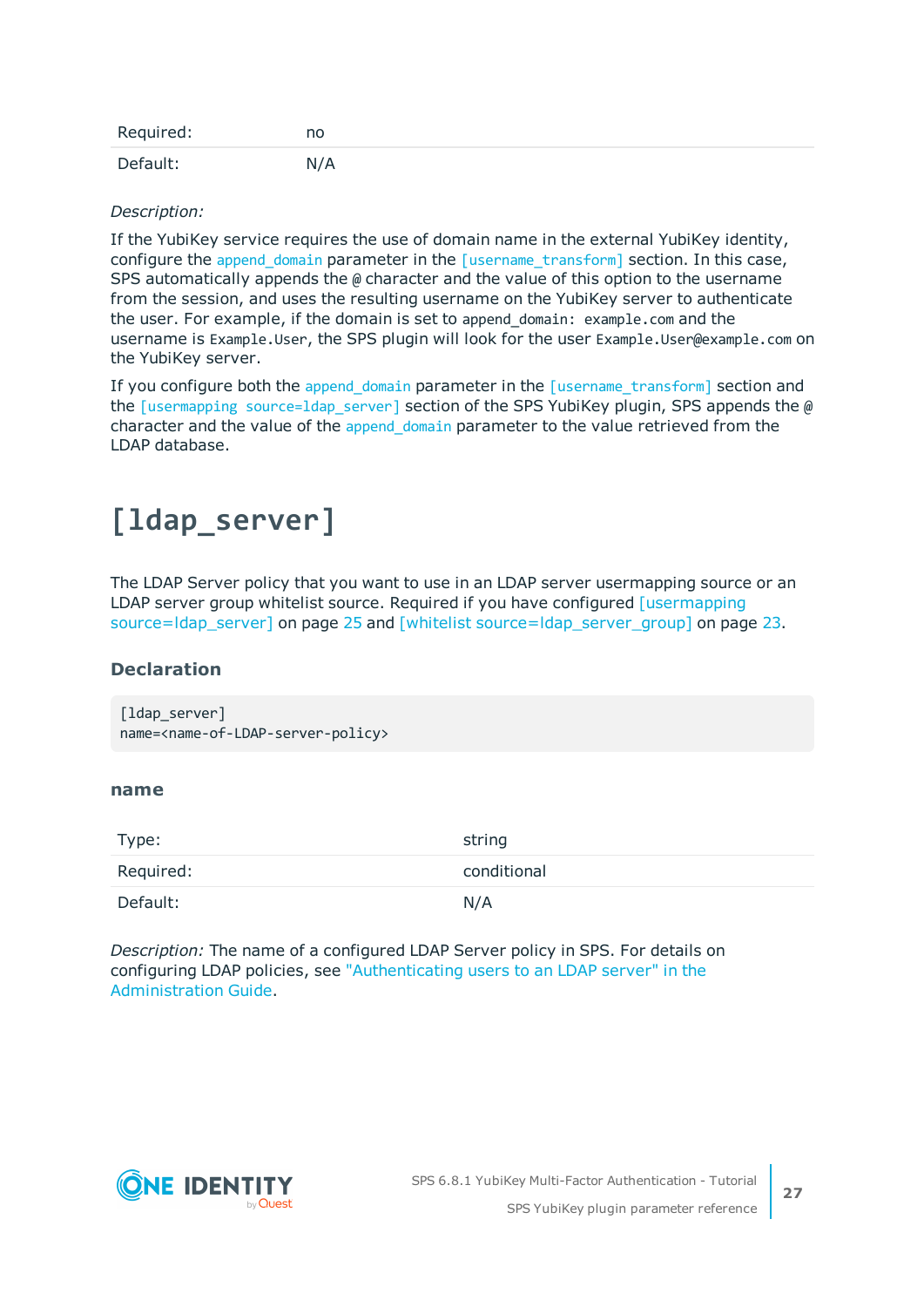| Required: | no |
| --- | --- |
| Default: | N/A |

*Description:*

If the YubiKey service requires the use of domain name in the external YubiKey identity, configure the `append_domain` parameter in the `[username_transform]` section. In this case, SPS automatically appends the `@` character and the value of this option to the username from the session, and uses the resulting username on the YubiKey server to authenticate the user. For example, if the domain is set to `append_domain: example.com` and the username is `Example.User`, the SPS plugin will look for the user `Example.User@example.com` on the YubiKey server.

If you configure both the `append_domain` parameter in the `[username_transform]` section and the `[usermapping source=ldap_server]` section of the SPS YubiKey plugin, SPS appends the `@` character and the value of the `append_domain` parameter to the value retrieved from the LDAP database.

# [ldap_server]

The LDAP Server policy that you want to use in an LDAP server usermapping source or an LDAP server group whitelist source. Required if you have configured [usermapping source=ldap_server] on page 25 and [whitelist source=ldap_server_group] on page 23.

### Declaration

```
[ldap_server]
name=<name-of-LDAP-server-policy>
```

#### name

| Type: | string |
| --- | --- |
| Required: | conditional |
| Default: | N/A |

*Description:* The name of a configured LDAP Server policy in SPS. For details on configuring LDAP policies, see "Authenticating users to an LDAP server" in the Administration Guide.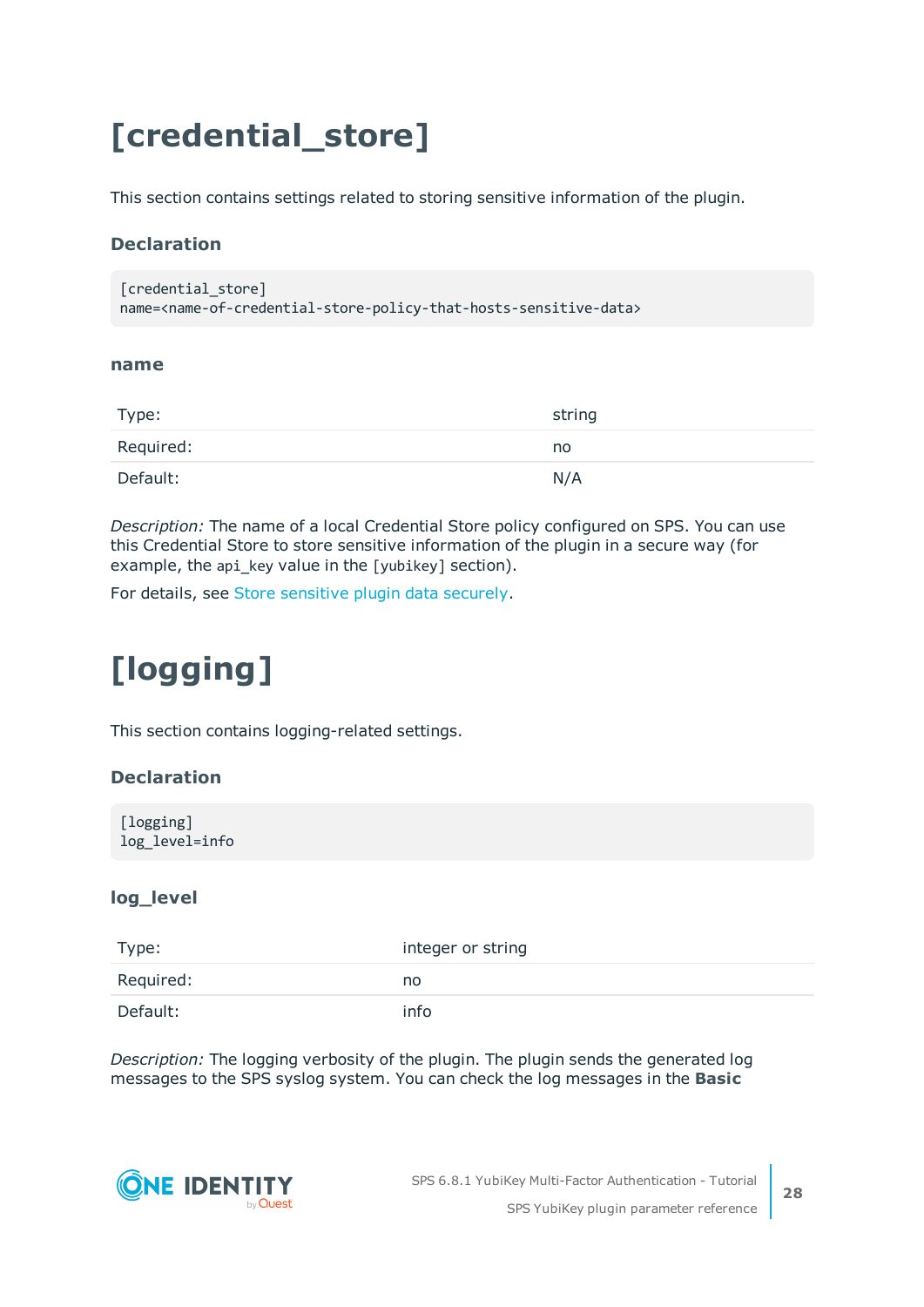# [credential_store]

This section contains settings related to storing sensitive information of the plugin.

### Declaration

```
[credential_store]
name=<name-of-credential-store-policy-that-hosts-sensitive-data>
```

#### name

| | |
|---|---|
| Type: | string |
| Required: | no |
| Default: | N/A |

*Description:* The name of a local Credential Store policy configured on SPS. You can use this Credential Store to store sensitive information of the plugin in a secure way (for example, the `api_key` value in the `[yubikey]` section).

For details, see Store sensitive plugin data securely.

# [logging]

This section contains logging-related settings.

### Declaration

```
[logging]
log_level=info
```

#### log_level

| | |
|---|---|
| Type: | integer or string |
| Required: | no |
| Default: | info |

*Description:* The logging verbosity of the plugin. The plugin sends the generated log messages to the SPS syslog system. You can check the log messages in the **Basic**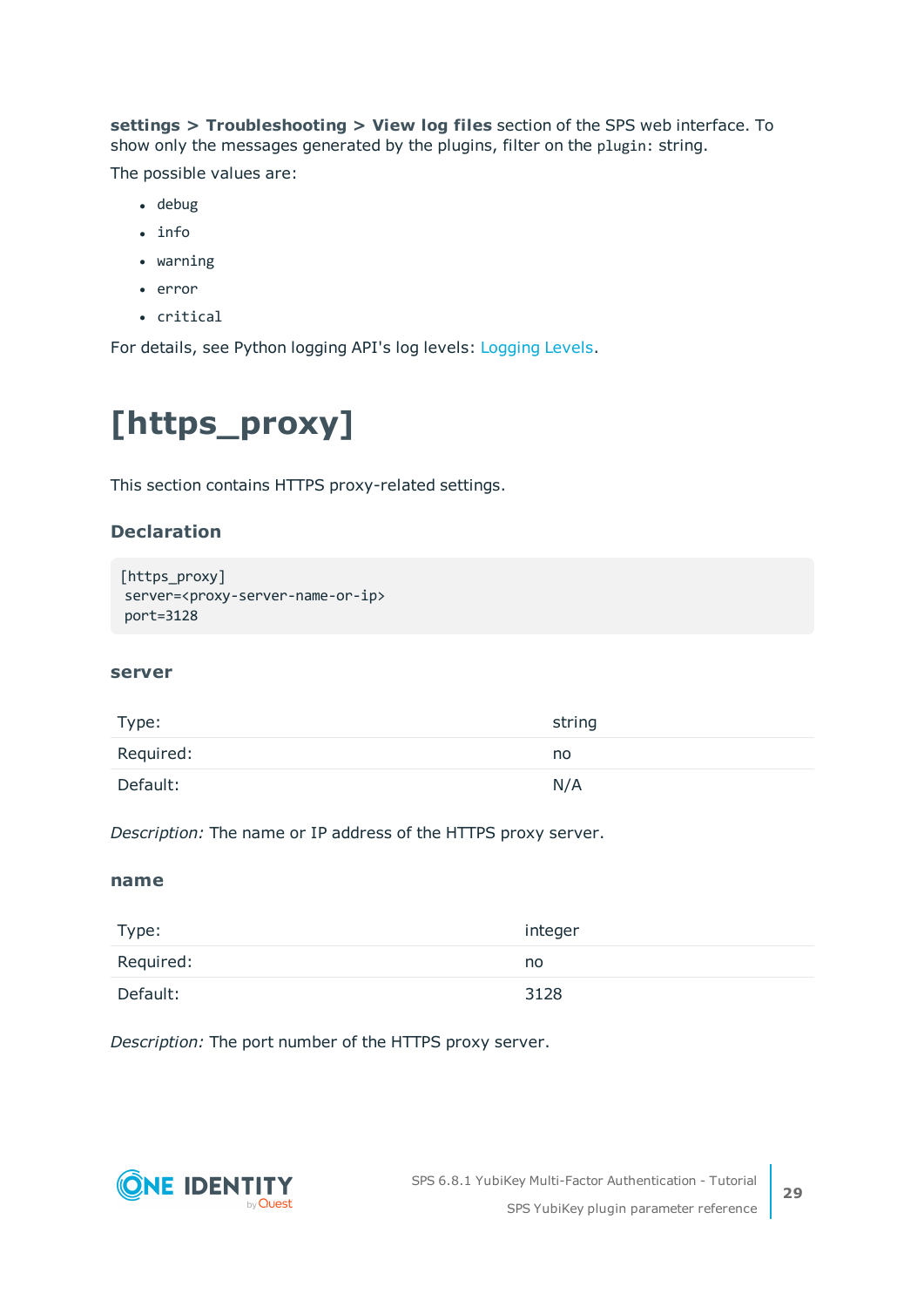**settings > Troubleshooting > View log files** section of the SPS web interface. To show only the messages generated by the plugins, filter on the `plugin:` string.

The possible values are:

- `debug`
- `info`
- `warning`
- `error`
- `critical`

For details, see Python logging API's log levels: Logging Levels.

# [https_proxy]

This section contains HTTPS proxy-related settings.

### Declaration

```
[https_proxy]
 server=<proxy-server-name-or-ip>
 port=3128
```

#### server

| | |
|---|---|
| Type: | string |
| Required: | no |
| Default: | N/A |

*Description:* The name or IP address of the HTTPS proxy server.

#### name

| | |
|---|---|
| Type: | integer |
| Required: | no |
| Default: | 3128 |

*Description:* The port number of the HTTPS proxy server.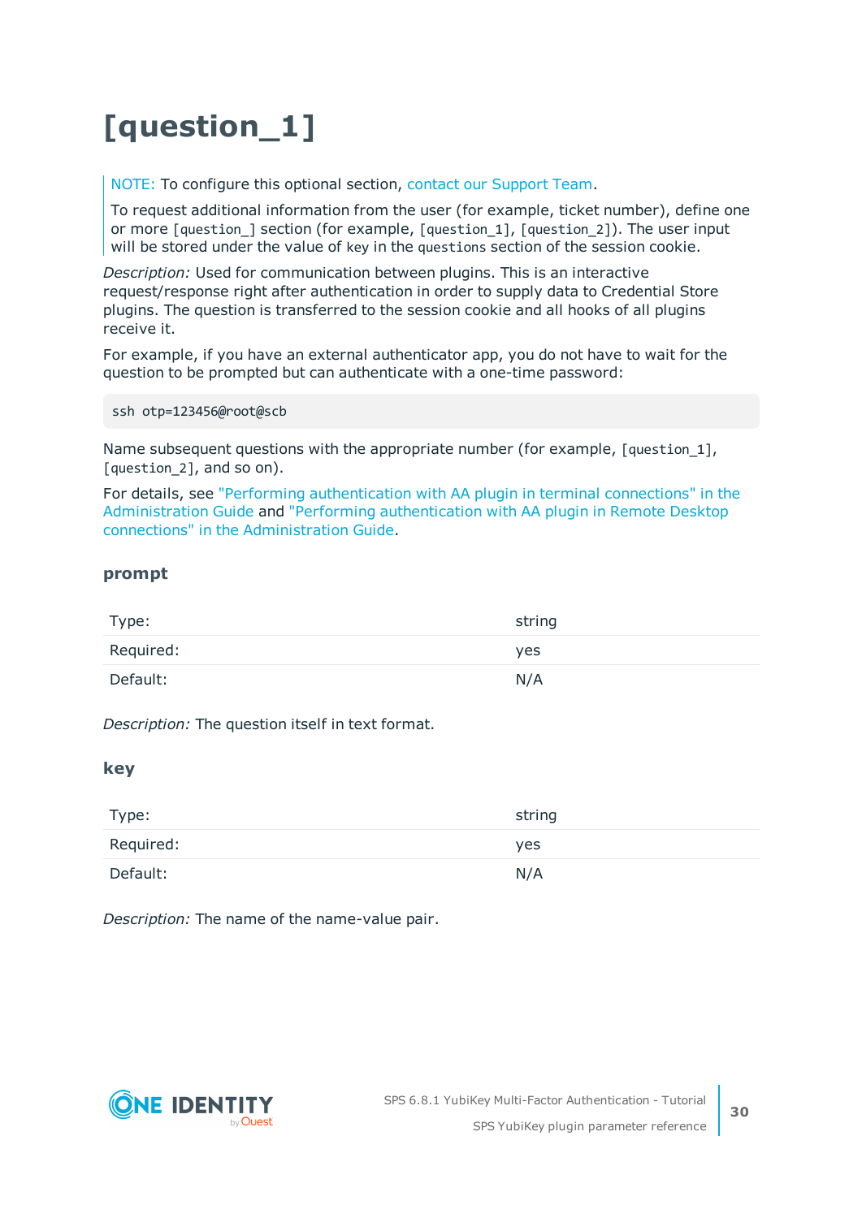# [question_1]

> NOTE: To configure this optional section, contact our Support Team.
>
> To request additional information from the user (for example, ticket number), define one or more `[question_]` section (for example, `[question_1]`, `[question_2]`). The user input will be stored under the value of `key` in the `questions` section of the session cookie.

*Description:* Used for communication between plugins. This is an interactive request/response right after authentication in order to supply data to Credential Store plugins. The question is transferred to the session cookie and all hooks of all plugins receive it.

For example, if you have an external authenticator app, you do not have to wait for the question to be prompted but can authenticate with a one-time password:

```
ssh otp=123456@root@scb
```

Name subsequent questions with the appropriate number (for example, `[question_1]`, `[question_2]`, and so on).

For details, see "Performing authentication with AA plugin in terminal connections" in the Administration Guide and "Performing authentication with AA plugin in Remote Desktop connections" in the Administration Guide.

### prompt

| | |
|---|---|
| Type: | string |
| Required: | yes |
| Default: | N/A |

*Description:* The question itself in text format.

### key

| | |
|---|---|
| Type: | string |
| Required: | yes |
| Default: | N/A |

*Description:* The name of the name-value pair.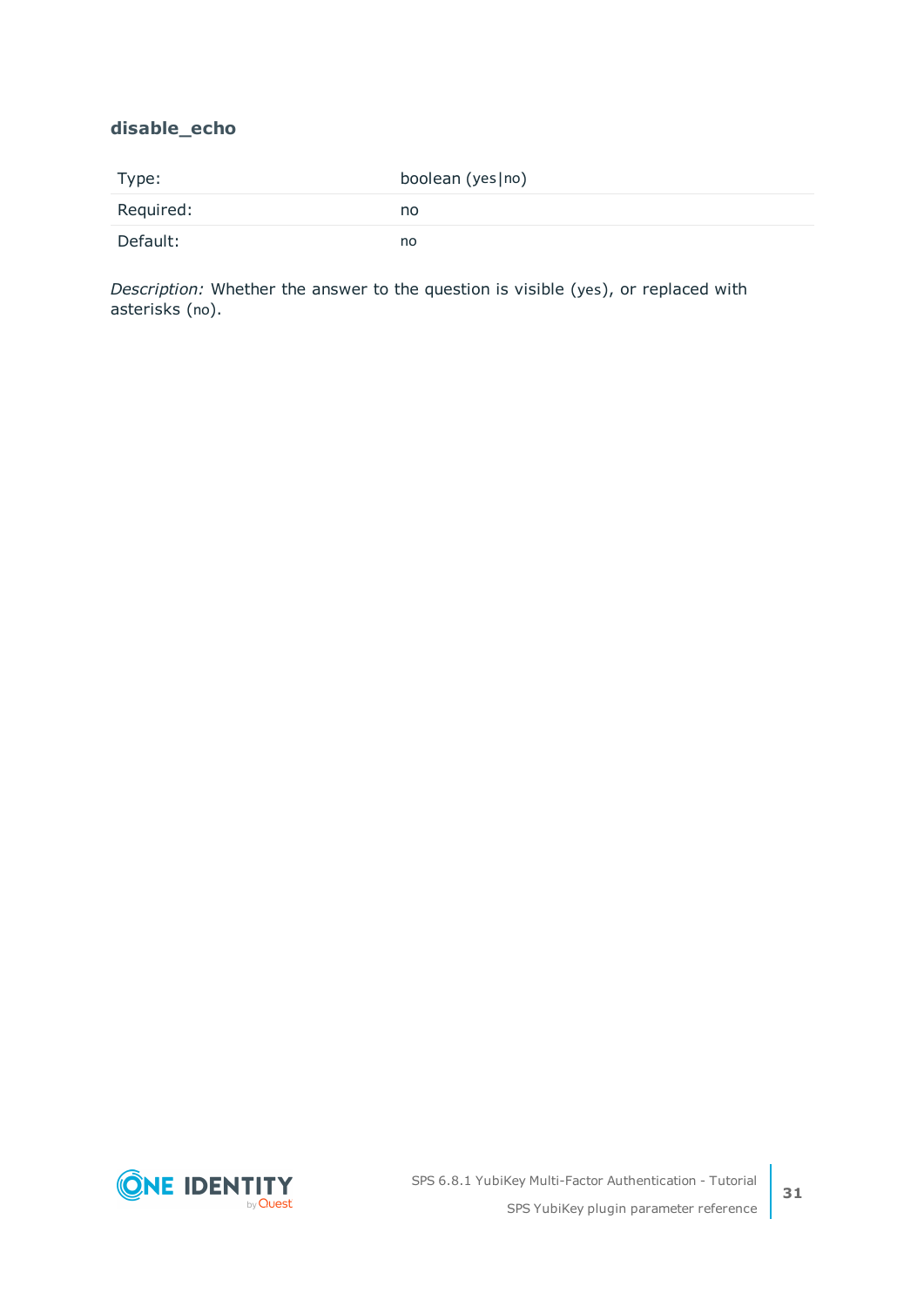### disable_echo

| | |
|---|---|
| Type: | boolean (yes\|no) |
| Required: | no |
| Default: | no |

*Description:* Whether the answer to the question is visible (yes), or replaced with asterisks (no).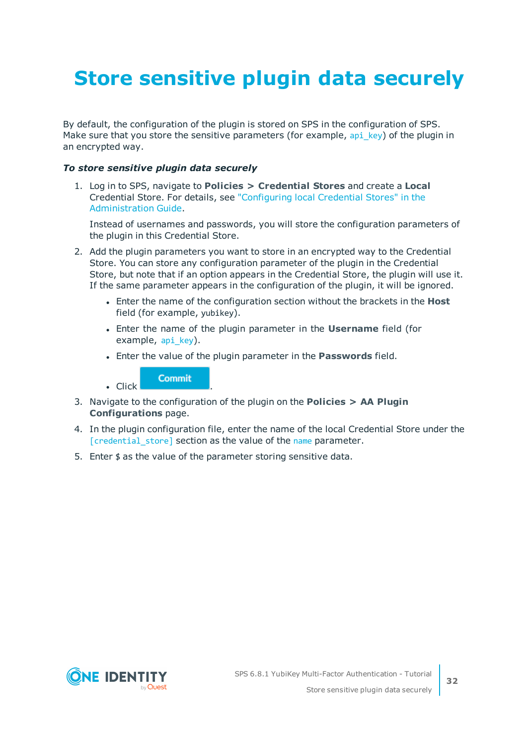# Store sensitive plugin data securely

By default, the configuration of the plugin is stored on SPS in the configuration of SPS. Make sure that you store the sensitive parameters (for example, `api_key`) of the plugin in an encrypted way.

***To store sensitive plugin data securely***

1. Log in to SPS, navigate to **Policies > Credential Stores** and create a **Local** Credential Store. For details, see "Configuring local Credential Stores" in the Administration Guide.

   Instead of usernames and passwords, you will store the configuration parameters of the plugin in this Credential Store.

2. Add the plugin parameters you want to store in an encrypted way to the Credential Store. You can store any configuration parameter of the plugin in the Credential Store, but note that if an option appears in the Credential Store, the plugin will use it. If the same parameter appears in the configuration of the plugin, it will be ignored.

   - Enter the name of the configuration section without the brackets in the **Host** field (for example, `yubikey`).
   - Enter the name of the plugin parameter in the **Username** field (for example, `api_key`).
   - Enter the value of the plugin parameter in the **Passwords** field.
   - Click **Commit**.

3. Navigate to the configuration of the plugin on the **Policies > AA Plugin Configurations** page.

4. In the plugin configuration file, enter the name of the local Credential Store under the `[credential_store]` section as the value of the `name` parameter.

5. Enter `$` as the value of the parameter storing sensitive data.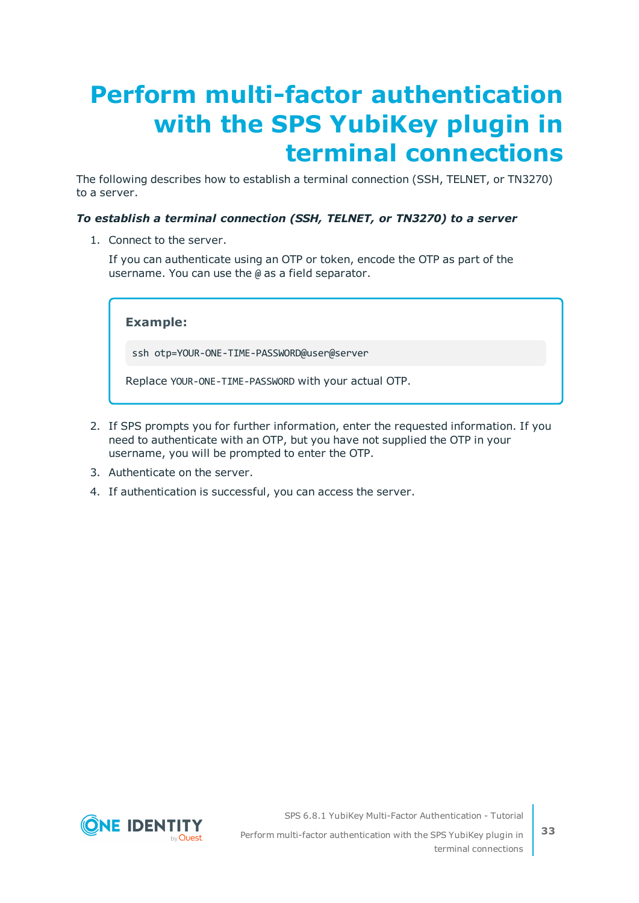# Perform multi-factor authentication with the SPS YubiKey plugin in terminal connections

The following describes how to establish a terminal connection (SSH, TELNET, or TN3270) to a server.

***To establish a terminal connection (SSH, TELNET, or TN3270) to a server***

1. Connect to the server.

   If you can authenticate using an OTP or token, encode the OTP as part of the username. You can use the `@` as a field separator.

   > **Example:**
   >
   > ```
   > ssh otp=YOUR-ONE-TIME-PASSWORD@user@server
   > ```
   >
   > Replace `YOUR-ONE-TIME-PASSWORD` with your actual OTP.

2. If SPS prompts you for further information, enter the requested information. If you need to authenticate with an OTP, but you have not supplied the OTP in your username, you will be prompted to enter the OTP.
3. Authenticate on the server.
4. If authentication is successful, you can access the server.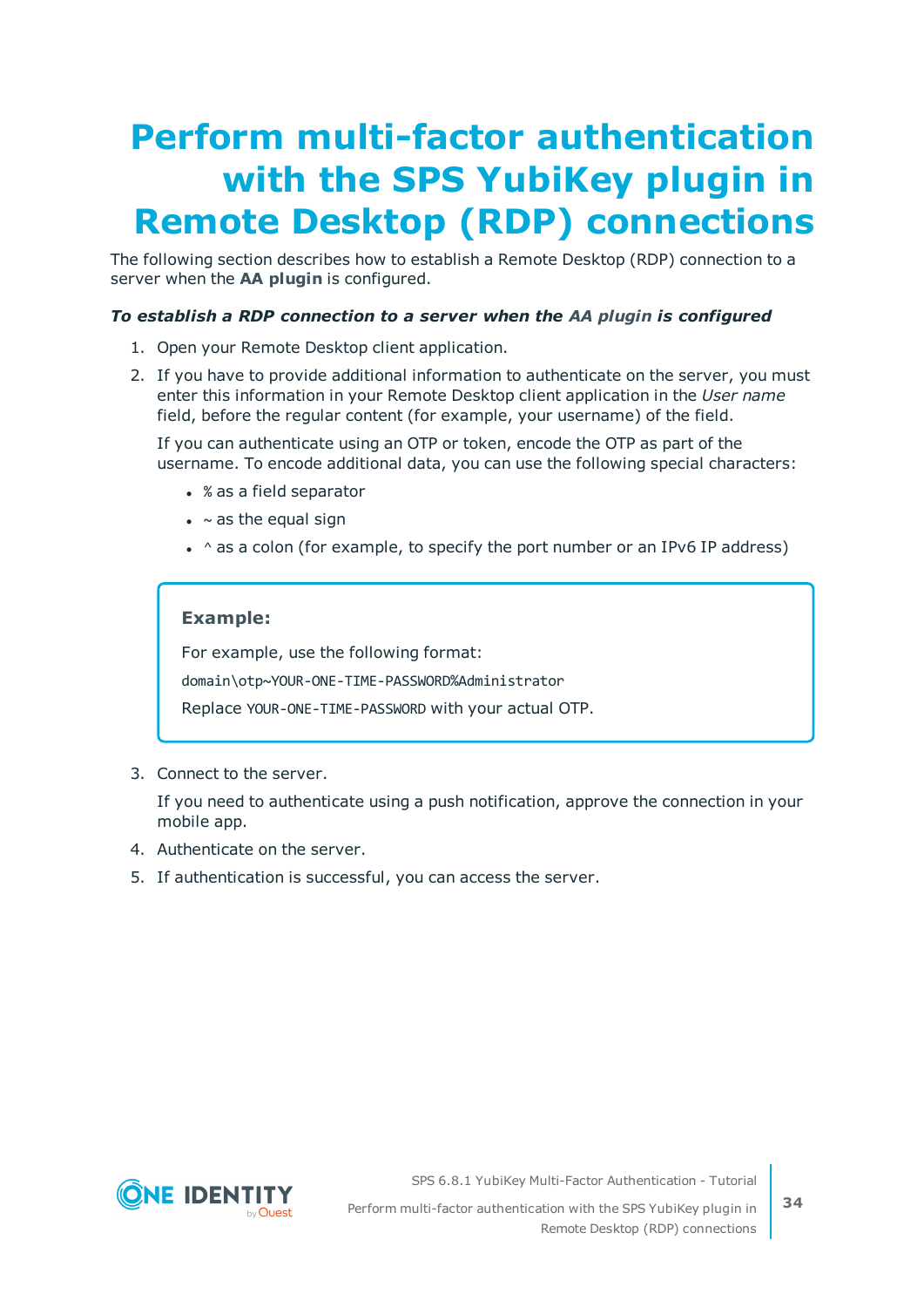# Perform multi-factor authentication with the SPS YubiKey plugin in Remote Desktop (RDP) connections

The following section describes how to establish a Remote Desktop (RDP) connection to a server when the **AA plugin** is configured.

***To establish a RDP connection to a server when the AA plugin is configured***

1. Open your Remote Desktop client application.
2. If you have to provide additional information to authenticate on the server, you must enter this information in your Remote Desktop client application in the *User name* field, before the regular content (for example, your username) of the field.

   If you can authenticate using an OTP or token, encode the OTP as part of the username. To encode additional data, you can use the following special characters:

   - `%` as a field separator
   - `~` as the equal sign
   - `^` as a colon (for example, to specify the port number or an IPv6 IP address)

   > **Example:**
   >
   > For example, use the following format:
   >
   > `domain\otp~YOUR-ONE-TIME-PASSWORD%Administrator`
   >
   > Replace `YOUR-ONE-TIME-PASSWORD` with your actual OTP.

3. Connect to the server.

   If you need to authenticate using a push notification, approve the connection in your mobile app.

4. Authenticate on the server.
5. If authentication is successful, you can access the server.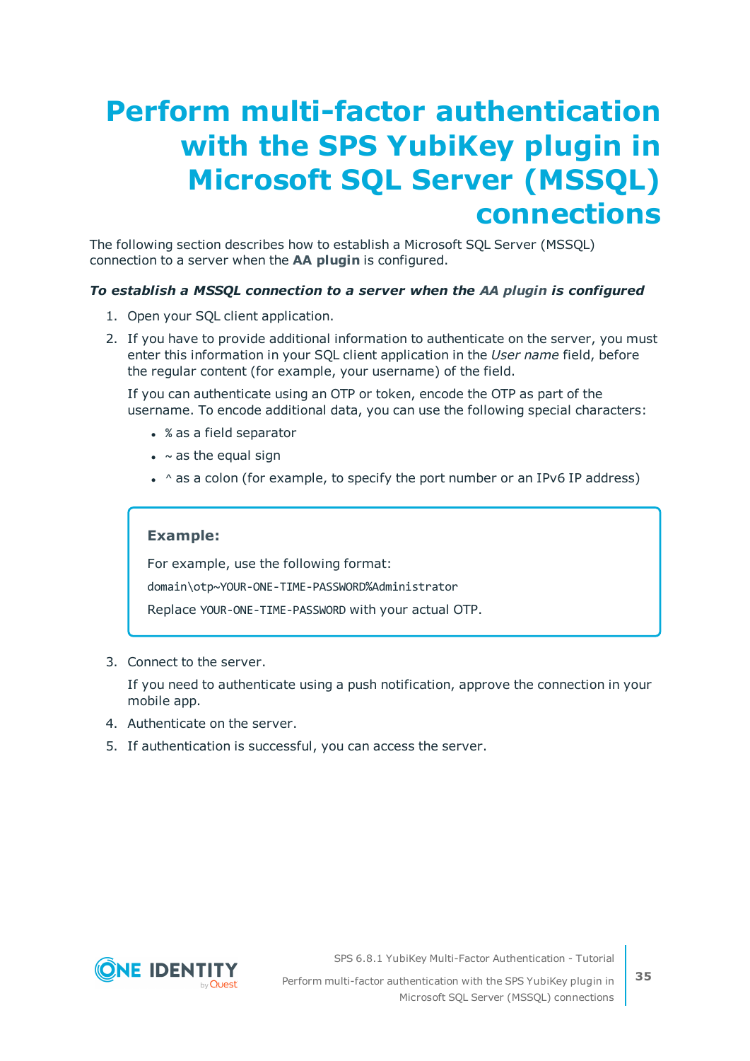# Perform multi-factor authentication with the SPS YubiKey plugin in Microsoft SQL Server (MSSQL) connections

The following section describes how to establish a Microsoft SQL Server (MSSQL) connection to a server when the **AA plugin** is configured.

***To establish a MSSQL connection to a server when the AA plugin is configured***

1. Open your SQL client application.
2. If you have to provide additional information to authenticate on the server, you must enter this information in your SQL client application in the *User name* field, before the regular content (for example, your username) of the field.

   If you can authenticate using an OTP or token, encode the OTP as part of the username. To encode additional data, you can use the following special characters:

   - `%` as a field separator
   - `~` as the equal sign
   - `^` as a colon (for example, to specify the port number or an IPv6 IP address)

   > **Example:**
   >
   > For example, use the following format:
   >
   > `domain\otp~YOUR-ONE-TIME-PASSWORD%Administrator`
   >
   > Replace `YOUR-ONE-TIME-PASSWORD` with your actual OTP.

3. Connect to the server.

   If you need to authenticate using a push notification, approve the connection in your mobile app.

4. Authenticate on the server.
5. If authentication is successful, you can access the server.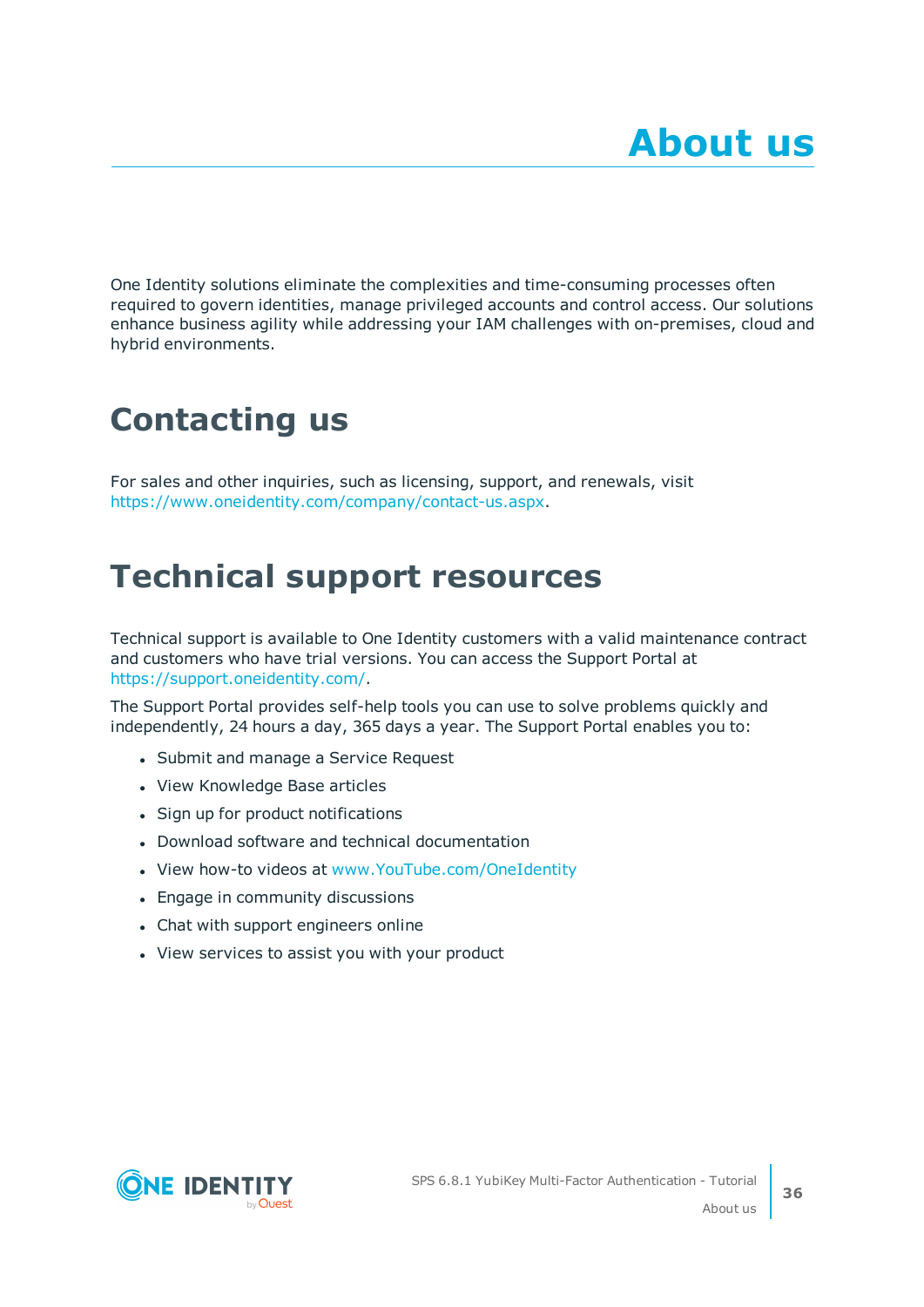# About us

One Identity solutions eliminate the complexities and time-consuming processes often required to govern identities, manage privileged accounts and control access. Our solutions enhance business agility while addressing your IAM challenges with on-premises, cloud and hybrid environments.

# Contacting us

For sales and other inquiries, such as licensing, support, and renewals, visit https://www.oneidentity.com/company/contact-us.aspx.

# Technical support resources

Technical support is available to One Identity customers with a valid maintenance contract and customers who have trial versions. You can access the Support Portal at https://support.oneidentity.com/.

The Support Portal provides self-help tools you can use to solve problems quickly and independently, 24 hours a day, 365 days a year. The Support Portal enables you to:

- Submit and manage a Service Request
- View Knowledge Base articles
- Sign up for product notifications
- Download software and technical documentation
- View how-to videos at www.YouTube.com/OneIdentity
- Engage in community discussions
- Chat with support engineers online
- View services to assist you with your product